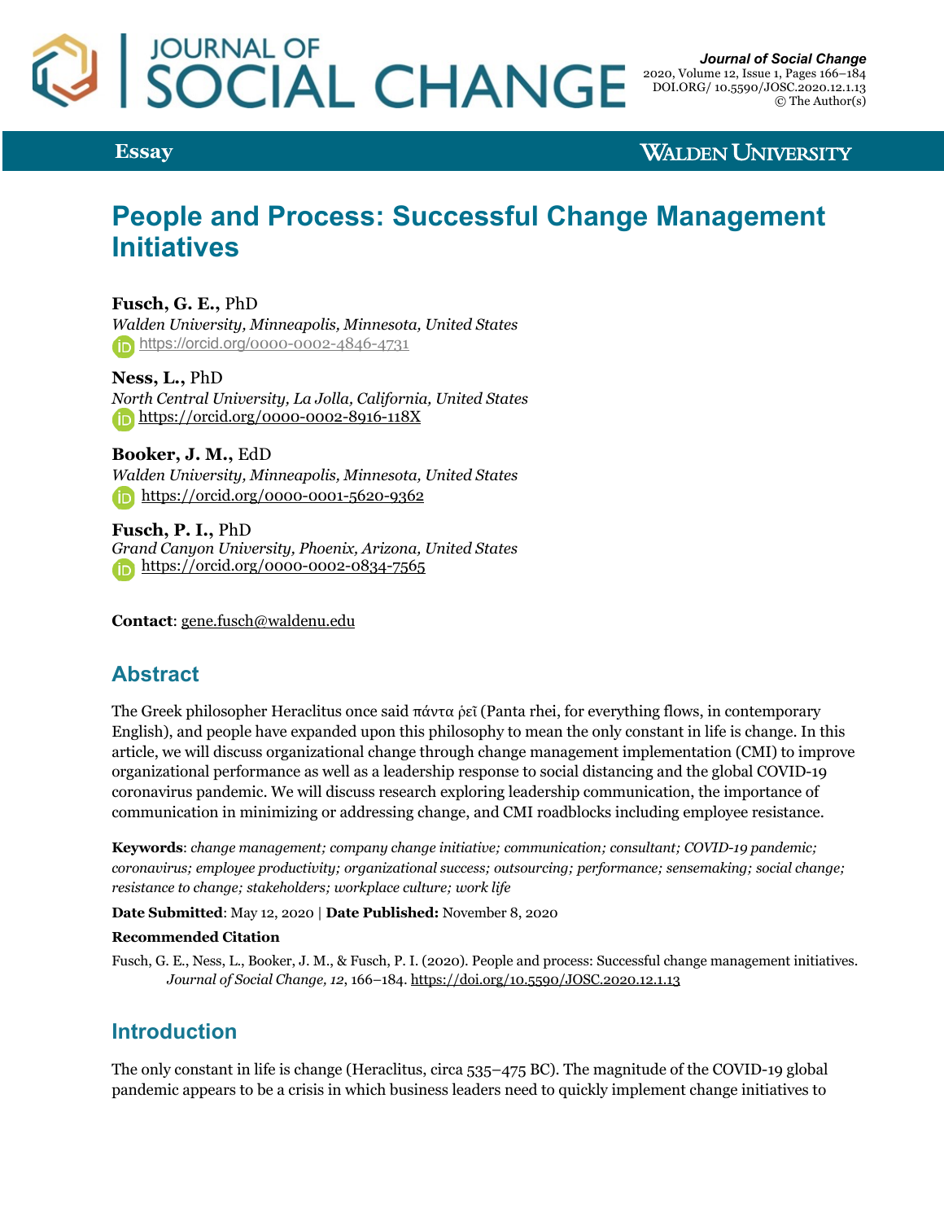**Essay**

# People and Process: Successful Change Management Initiatives

**Fusch, G. E.,** PhD
*Walden University, Minneapolis, Minnesota, United States*
https://orcid.org/0000-0002-4846-4731

**Ness, L.,** PhD
*North Central University, La Jolla, California, United States*
https://orcid.org/0000-0002-8916-118X

**Booker, J. M.,** EdD
*Walden University, Minneapolis, Minnesota, United States*
https://orcid.org/0000-0001-5620-9362

**Fusch, P. I.,** PhD
*Grand Canyon University, Phoenix, Arizona, United States*
https://orcid.org/0000-0002-0834-7565

**Contact**: gene.fusch@waldenu.edu

## Abstract

The Greek philosopher Heraclitus once said πάντα ῥεῖ (Panta rhei, for everything flows, in contemporary English), and people have expanded upon this philosophy to mean the only constant in life is change. In this article, we will discuss organizational change through change management implementation (CMI) to improve organizational performance as well as a leadership response to social distancing and the global COVID-19 coronavirus pandemic. We will discuss research exploring leadership communication, the importance of communication in minimizing or addressing change, and CMI roadblocks including employee resistance.

**Keywords**: *change management; company change initiative; communication; consultant; COVID-19 pandemic; coronavirus; employee productivity; organizational success; outsourcing; performance; sensemaking; social change; resistance to change; stakeholders; workplace culture; work life*

**Date Submitted**: May 12, 2020 | **Date Published:** November 8, 2020

**Recommended Citation**

Fusch, G. E., Ness, L., Booker, J. M., & Fusch, P. I. (2020). People and process: Successful change management initiatives. *Journal of Social Change, 12*, 166–184. https://doi.org/10.5590/JOSC.2020.12.1.13

## Introduction

The only constant in life is change (Heraclitus, circa 535–475 BC). The magnitude of the COVID-19 global pandemic appears to be a crisis in which business leaders need to quickly implement change initiatives to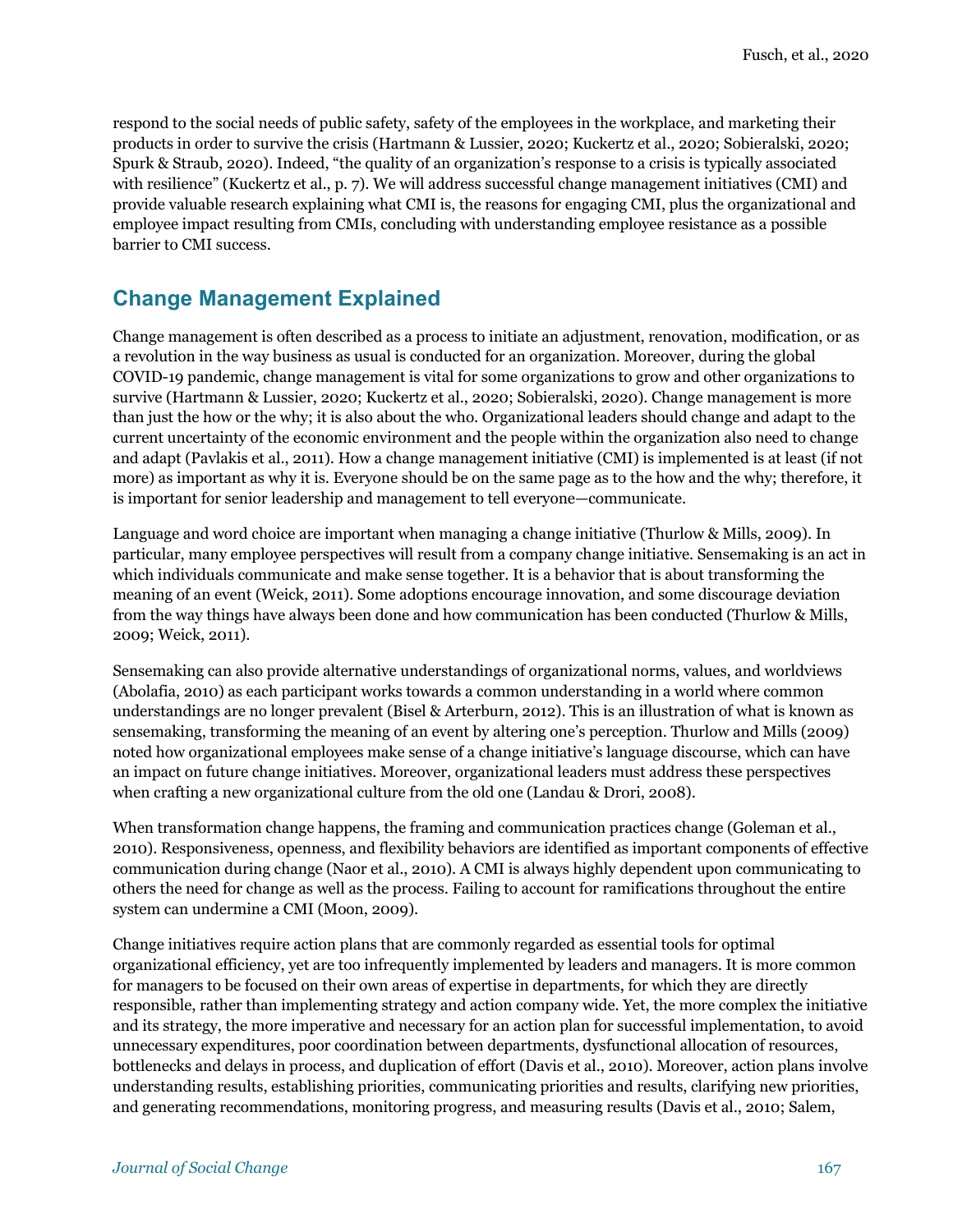respond to the social needs of public safety, safety of the employees in the workplace, and marketing their products in order to survive the crisis (Hartmann & Lussier, 2020; Kuckertz et al., 2020; Sobieralski, 2020; Spurk & Straub, 2020). Indeed, "the quality of an organization's response to a crisis is typically associated with resilience" (Kuckertz et al., p. 7). We will address successful change management initiatives (CMI) and provide valuable research explaining what CMI is, the reasons for engaging CMI, plus the organizational and employee impact resulting from CMIs, concluding with understanding employee resistance as a possible barrier to CMI success.

## Change Management Explained

Change management is often described as a process to initiate an adjustment, renovation, modification, or as a revolution in the way business as usual is conducted for an organization. Moreover, during the global COVID-19 pandemic, change management is vital for some organizations to grow and other organizations to survive (Hartmann & Lussier, 2020; Kuckertz et al., 2020; Sobieralski, 2020). Change management is more than just the how or the why; it is also about the who. Organizational leaders should change and adapt to the current uncertainty of the economic environment and the people within the organization also need to change and adapt (Pavlakis et al., 2011). How a change management initiative (CMI) is implemented is at least (if not more) as important as why it is. Everyone should be on the same page as to the how and the why; therefore, it is important for senior leadership and management to tell everyone—communicate.

Language and word choice are important when managing a change initiative (Thurlow & Mills, 2009). In particular, many employee perspectives will result from a company change initiative. Sensemaking is an act in which individuals communicate and make sense together. It is a behavior that is about transforming the meaning of an event (Weick, 2011). Some adoptions encourage innovation, and some discourage deviation from the way things have always been done and how communication has been conducted (Thurlow & Mills, 2009; Weick, 2011).

Sensemaking can also provide alternative understandings of organizational norms, values, and worldviews (Abolafia, 2010) as each participant works towards a common understanding in a world where common understandings are no longer prevalent (Bisel & Arterburn, 2012). This is an illustration of what is known as sensemaking, transforming the meaning of an event by altering one's perception. Thurlow and Mills (2009) noted how organizational employees make sense of a change initiative's language discourse, which can have an impact on future change initiatives. Moreover, organizational leaders must address these perspectives when crafting a new organizational culture from the old one (Landau & Drori, 2008).

When transformation change happens, the framing and communication practices change (Goleman et al., 2010). Responsiveness, openness, and flexibility behaviors are identified as important components of effective communication during change (Naor et al., 2010). A CMI is always highly dependent upon communicating to others the need for change as well as the process. Failing to account for ramifications throughout the entire system can undermine a CMI (Moon, 2009).

Change initiatives require action plans that are commonly regarded as essential tools for optimal organizational efficiency, yet are too infrequently implemented by leaders and managers. It is more common for managers to be focused on their own areas of expertise in departments, for which they are directly responsible, rather than implementing strategy and action company wide. Yet, the more complex the initiative and its strategy, the more imperative and necessary for an action plan for successful implementation, to avoid unnecessary expenditures, poor coordination between departments, dysfunctional allocation of resources, bottlenecks and delays in process, and duplication of effort (Davis et al., 2010). Moreover, action plans involve understanding results, establishing priorities, communicating priorities and results, clarifying new priorities, and generating recommendations, monitoring progress, and measuring results (Davis et al., 2010; Salem,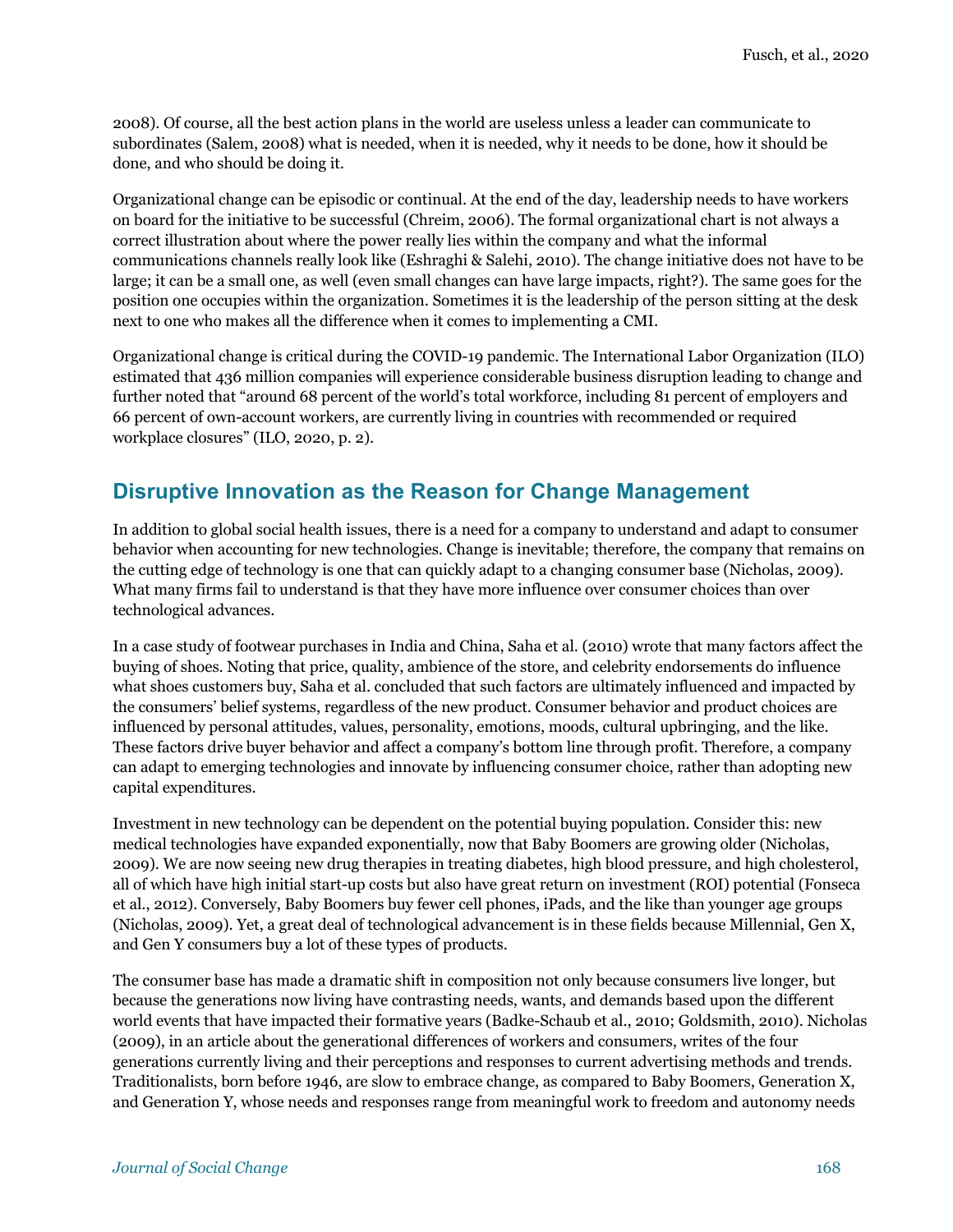2008). Of course, all the best action plans in the world are useless unless a leader can communicate to subordinates (Salem, 2008) what is needed, when it is needed, why it needs to be done, how it should be done, and who should be doing it.

Organizational change can be episodic or continual. At the end of the day, leadership needs to have workers on board for the initiative to be successful (Chreim, 2006). The formal organizational chart is not always a correct illustration about where the power really lies within the company and what the informal communications channels really look like (Eshraghi & Salehi, 2010). The change initiative does not have to be large; it can be a small one, as well (even small changes can have large impacts, right?). The same goes for the position one occupies within the organization. Sometimes it is the leadership of the person sitting at the desk next to one who makes all the difference when it comes to implementing a CMI.

Organizational change is critical during the COVID-19 pandemic. The International Labor Organization (ILO) estimated that 436 million companies will experience considerable business disruption leading to change and further noted that "around 68 percent of the world's total workforce, including 81 percent of employers and 66 percent of own-account workers, are currently living in countries with recommended or required workplace closures" (ILO, 2020, p. 2).

## Disruptive Innovation as the Reason for Change Management

In addition to global social health issues, there is a need for a company to understand and adapt to consumer behavior when accounting for new technologies. Change is inevitable; therefore, the company that remains on the cutting edge of technology is one that can quickly adapt to a changing consumer base (Nicholas, 2009). What many firms fail to understand is that they have more influence over consumer choices than over technological advances.

In a case study of footwear purchases in India and China, Saha et al. (2010) wrote that many factors affect the buying of shoes. Noting that price, quality, ambience of the store, and celebrity endorsements do influence what shoes customers buy, Saha et al. concluded that such factors are ultimately influenced and impacted by the consumers' belief systems, regardless of the new product. Consumer behavior and product choices are influenced by personal attitudes, values, personality, emotions, moods, cultural upbringing, and the like. These factors drive buyer behavior and affect a company's bottom line through profit. Therefore, a company can adapt to emerging technologies and innovate by influencing consumer choice, rather than adopting new capital expenditures.

Investment in new technology can be dependent on the potential buying population. Consider this: new medical technologies have expanded exponentially, now that Baby Boomers are growing older (Nicholas, 2009). We are now seeing new drug therapies in treating diabetes, high blood pressure, and high cholesterol, all of which have high initial start-up costs but also have great return on investment (ROI) potential (Fonseca et al., 2012). Conversely, Baby Boomers buy fewer cell phones, iPads, and the like than younger age groups (Nicholas, 2009). Yet, a great deal of technological advancement is in these fields because Millennial, Gen X, and Gen Y consumers buy a lot of these types of products.

The consumer base has made a dramatic shift in composition not only because consumers live longer, but because the generations now living have contrasting needs, wants, and demands based upon the different world events that have impacted their formative years (Badke-Schaub et al., 2010; Goldsmith, 2010). Nicholas (2009), in an article about the generational differences of workers and consumers, writes of the four generations currently living and their perceptions and responses to current advertising methods and trends. Traditionalists, born before 1946, are slow to embrace change, as compared to Baby Boomers, Generation X, and Generation Y, whose needs and responses range from meaningful work to freedom and autonomy needs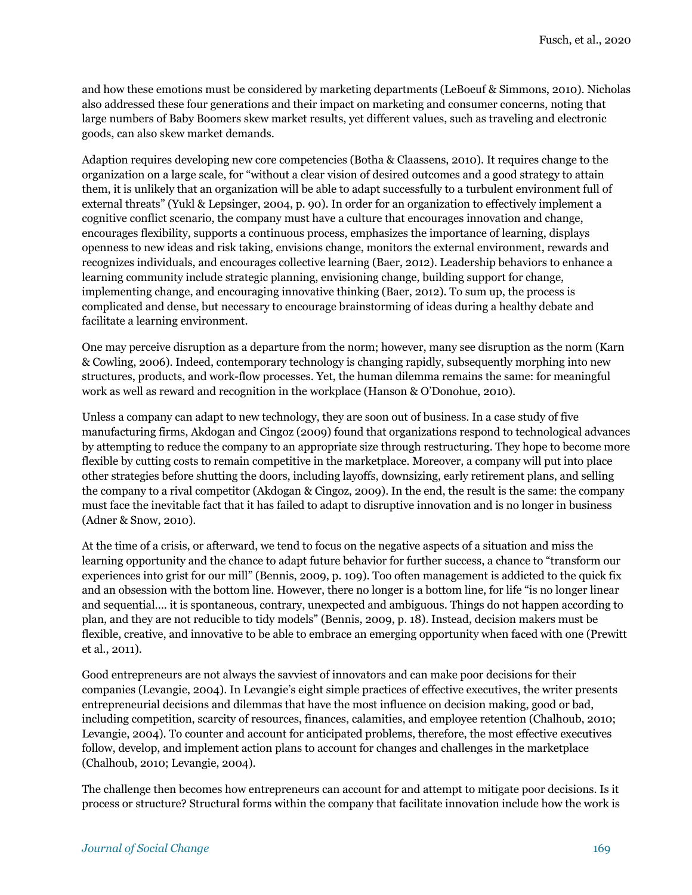and how these emotions must be considered by marketing departments (LeBoeuf & Simmons, 2010). Nicholas also addressed these four generations and their impact on marketing and consumer concerns, noting that large numbers of Baby Boomers skew market results, yet different values, such as traveling and electronic goods, can also skew market demands.

Adaption requires developing new core competencies (Botha & Claassens, 2010). It requires change to the organization on a large scale, for "without a clear vision of desired outcomes and a good strategy to attain them, it is unlikely that an organization will be able to adapt successfully to a turbulent environment full of external threats" (Yukl & Lepsinger, 2004, p. 90). In order for an organization to effectively implement a cognitive conflict scenario, the company must have a culture that encourages innovation and change, encourages flexibility, supports a continuous process, emphasizes the importance of learning, displays openness to new ideas and risk taking, envisions change, monitors the external environment, rewards and recognizes individuals, and encourages collective learning (Baer, 2012). Leadership behaviors to enhance a learning community include strategic planning, envisioning change, building support for change, implementing change, and encouraging innovative thinking (Baer, 2012). To sum up, the process is complicated and dense, but necessary to encourage brainstorming of ideas during a healthy debate and facilitate a learning environment.

One may perceive disruption as a departure from the norm; however, many see disruption as the norm (Karn & Cowling, 2006). Indeed, contemporary technology is changing rapidly, subsequently morphing into new structures, products, and work-flow processes. Yet, the human dilemma remains the same: for meaningful work as well as reward and recognition in the workplace (Hanson & O'Donohue, 2010).

Unless a company can adapt to new technology, they are soon out of business. In a case study of five manufacturing firms, Akdogan and Cingoz (2009) found that organizations respond to technological advances by attempting to reduce the company to an appropriate size through restructuring. They hope to become more flexible by cutting costs to remain competitive in the marketplace. Moreover, a company will put into place other strategies before shutting the doors, including layoffs, downsizing, early retirement plans, and selling the company to a rival competitor (Akdogan & Cingoz, 2009). In the end, the result is the same: the company must face the inevitable fact that it has failed to adapt to disruptive innovation and is no longer in business (Adner & Snow, 2010).

At the time of a crisis, or afterward, we tend to focus on the negative aspects of a situation and miss the learning opportunity and the chance to adapt future behavior for further success, a chance to "transform our experiences into grist for our mill" (Bennis, 2009, p. 109). Too often management is addicted to the quick fix and an obsession with the bottom line. However, there no longer is a bottom line, for life "is no longer linear and sequential…. it is spontaneous, contrary, unexpected and ambiguous. Things do not happen according to plan, and they are not reducible to tidy models" (Bennis, 2009, p. 18). Instead, decision makers must be flexible, creative, and innovative to be able to embrace an emerging opportunity when faced with one (Prewitt et al., 2011).

Good entrepreneurs are not always the savviest of innovators and can make poor decisions for their companies (Levangie, 2004). In Levangie's eight simple practices of effective executives, the writer presents entrepreneurial decisions and dilemmas that have the most influence on decision making, good or bad, including competition, scarcity of resources, finances, calamities, and employee retention (Chalhoub, 2010; Levangie, 2004). To counter and account for anticipated problems, therefore, the most effective executives follow, develop, and implement action plans to account for changes and challenges in the marketplace (Chalhoub, 2010; Levangie, 2004).

The challenge then becomes how entrepreneurs can account for and attempt to mitigate poor decisions. Is it process or structure? Structural forms within the company that facilitate innovation include how the work is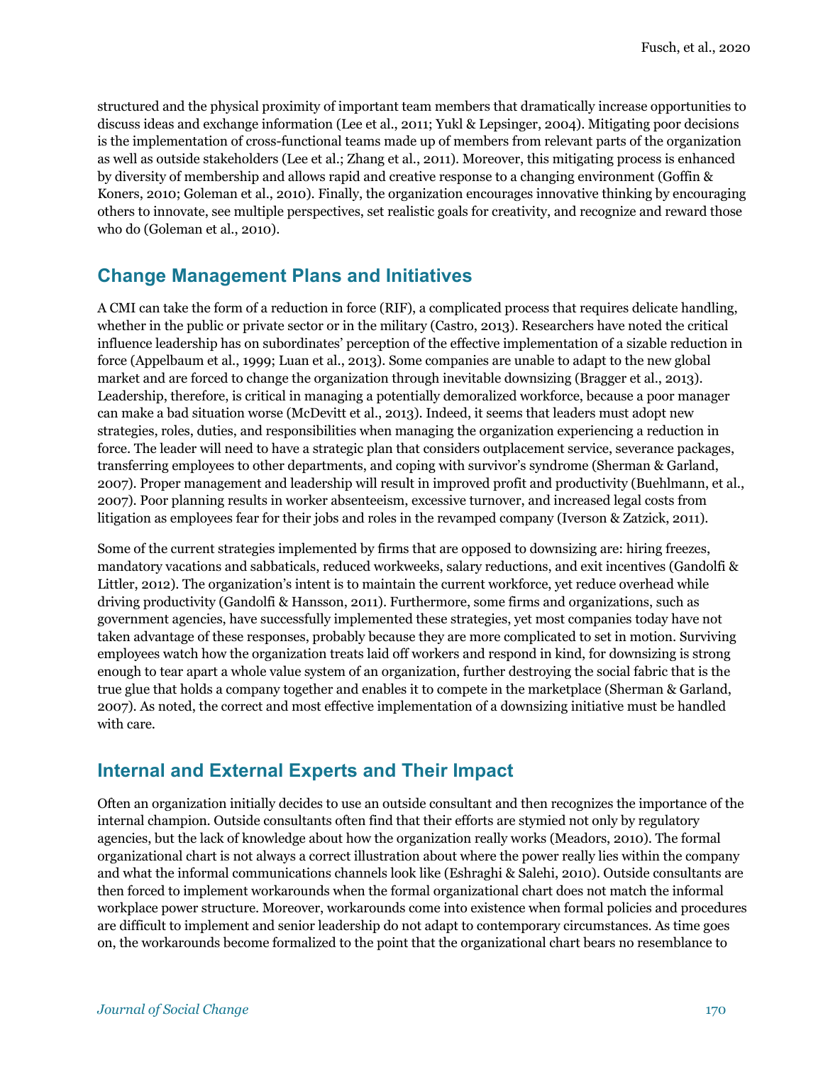structured and the physical proximity of important team members that dramatically increase opportunities to discuss ideas and exchange information (Lee et al., 2011; Yukl & Lepsinger, 2004). Mitigating poor decisions is the implementation of cross-functional teams made up of members from relevant parts of the organization as well as outside stakeholders (Lee et al.; Zhang et al., 2011). Moreover, this mitigating process is enhanced by diversity of membership and allows rapid and creative response to a changing environment (Goffin & Koners, 2010; Goleman et al., 2010). Finally, the organization encourages innovative thinking by encouraging others to innovate, see multiple perspectives, set realistic goals for creativity, and recognize and reward those who do (Goleman et al., 2010).

## Change Management Plans and Initiatives

A CMI can take the form of a reduction in force (RIF), a complicated process that requires delicate handling, whether in the public or private sector or in the military (Castro, 2013). Researchers have noted the critical influence leadership has on subordinates' perception of the effective implementation of a sizable reduction in force (Appelbaum et al., 1999; Luan et al., 2013). Some companies are unable to adapt to the new global market and are forced to change the organization through inevitable downsizing (Bragger et al., 2013). Leadership, therefore, is critical in managing a potentially demoralized workforce, because a poor manager can make a bad situation worse (McDevitt et al., 2013). Indeed, it seems that leaders must adopt new strategies, roles, duties, and responsibilities when managing the organization experiencing a reduction in force. The leader will need to have a strategic plan that considers outplacement service, severance packages, transferring employees to other departments, and coping with survivor's syndrome (Sherman & Garland, 2007). Proper management and leadership will result in improved profit and productivity (Buehlmann, et al., 2007). Poor planning results in worker absenteeism, excessive turnover, and increased legal costs from litigation as employees fear for their jobs and roles in the revamped company (Iverson & Zatzick, 2011).

Some of the current strategies implemented by firms that are opposed to downsizing are: hiring freezes, mandatory vacations and sabbaticals, reduced workweeks, salary reductions, and exit incentives (Gandolfi & Littler, 2012). The organization's intent is to maintain the current workforce, yet reduce overhead while driving productivity (Gandolfi & Hansson, 2011). Furthermore, some firms and organizations, such as government agencies, have successfully implemented these strategies, yet most companies today have not taken advantage of these responses, probably because they are more complicated to set in motion. Surviving employees watch how the organization treats laid off workers and respond in kind, for downsizing is strong enough to tear apart a whole value system of an organization, further destroying the social fabric that is the true glue that holds a company together and enables it to compete in the marketplace (Sherman & Garland, 2007). As noted, the correct and most effective implementation of a downsizing initiative must be handled with care.

## Internal and External Experts and Their Impact

Often an organization initially decides to use an outside consultant and then recognizes the importance of the internal champion. Outside consultants often find that their efforts are stymied not only by regulatory agencies, but the lack of knowledge about how the organization really works (Meadors, 2010). The formal organizational chart is not always a correct illustration about where the power really lies within the company and what the informal communications channels look like (Eshraghi & Salehi, 2010). Outside consultants are then forced to implement workarounds when the formal organizational chart does not match the informal workplace power structure. Moreover, workarounds come into existence when formal policies and procedures are difficult to implement and senior leadership do not adapt to contemporary circumstances. As time goes on, the workarounds become formalized to the point that the organizational chart bears no resemblance to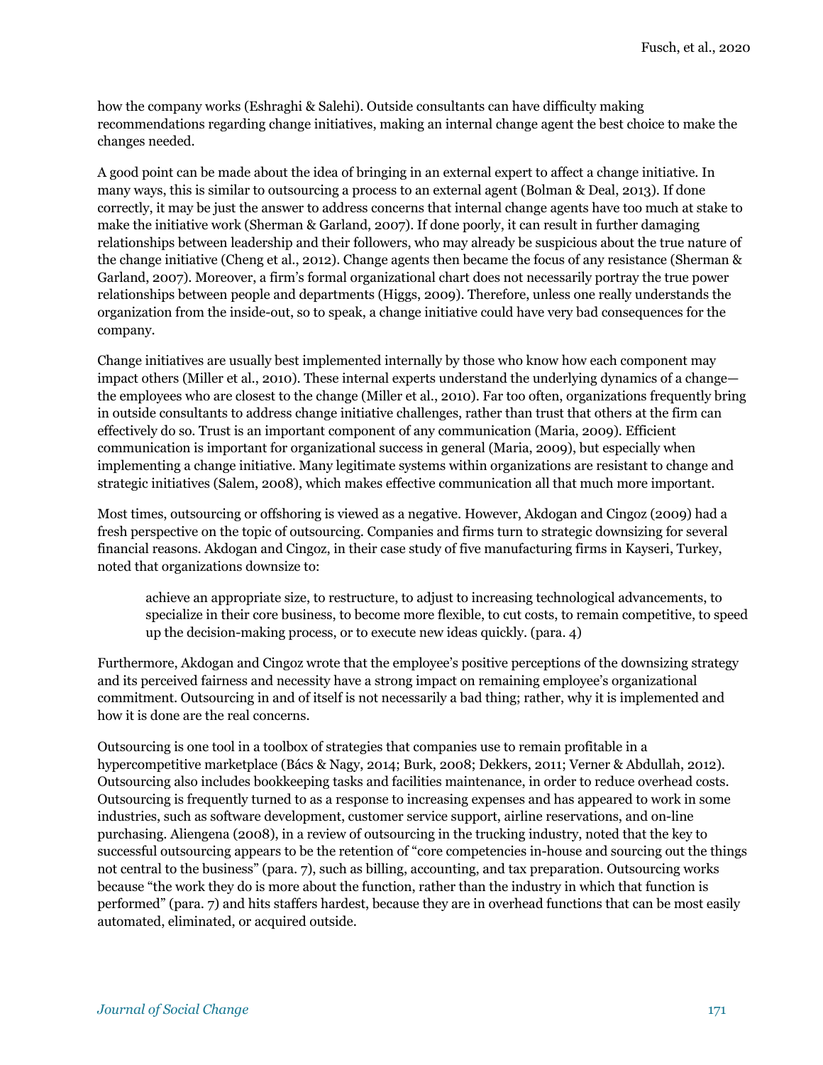how the company works (Eshraghi & Salehi). Outside consultants can have difficulty making recommendations regarding change initiatives, making an internal change agent the best choice to make the changes needed.

A good point can be made about the idea of bringing in an external expert to affect a change initiative. In many ways, this is similar to outsourcing a process to an external agent (Bolman & Deal, 2013). If done correctly, it may be just the answer to address concerns that internal change agents have too much at stake to make the initiative work (Sherman & Garland, 2007). If done poorly, it can result in further damaging relationships between leadership and their followers, who may already be suspicious about the true nature of the change initiative (Cheng et al., 2012). Change agents then became the focus of any resistance (Sherman & Garland, 2007). Moreover, a firm's formal organizational chart does not necessarily portray the true power relationships between people and departments (Higgs, 2009). Therefore, unless one really understands the organization from the inside-out, so to speak, a change initiative could have very bad consequences for the company.

Change initiatives are usually best implemented internally by those who know how each component may impact others (Miller et al., 2010). These internal experts understand the underlying dynamics of a change—the employees who are closest to the change (Miller et al., 2010). Far too often, organizations frequently bring in outside consultants to address change initiative challenges, rather than trust that others at the firm can effectively do so. Trust is an important component of any communication (Maria, 2009). Efficient communication is important for organizational success in general (Maria, 2009), but especially when implementing a change initiative. Many legitimate systems within organizations are resistant to change and strategic initiatives (Salem, 2008), which makes effective communication all that much more important.

Most times, outsourcing or offshoring is viewed as a negative. However, Akdogan and Cingoz (2009) had a fresh perspective on the topic of outsourcing. Companies and firms turn to strategic downsizing for several financial reasons. Akdogan and Cingoz, in their case study of five manufacturing firms in Kayseri, Turkey, noted that organizations downsize to:

> achieve an appropriate size, to restructure, to adjust to increasing technological advancements, to specialize in their core business, to become more flexible, to cut costs, to remain competitive, to speed up the decision-making process, or to execute new ideas quickly. (para. 4)

Furthermore, Akdogan and Cingoz wrote that the employee's positive perceptions of the downsizing strategy and its perceived fairness and necessity have a strong impact on remaining employee's organizational commitment. Outsourcing in and of itself is not necessarily a bad thing; rather, why it is implemented and how it is done are the real concerns.

Outsourcing is one tool in a toolbox of strategies that companies use to remain profitable in a hypercompetitive marketplace (Bács & Nagy, 2014; Burk, 2008; Dekkers, 2011; Verner & Abdullah, 2012). Outsourcing also includes bookkeeping tasks and facilities maintenance, in order to reduce overhead costs. Outsourcing is frequently turned to as a response to increasing expenses and has appeared to work in some industries, such as software development, customer service support, airline reservations, and on-line purchasing. Aliengena (2008), in a review of outsourcing in the trucking industry, noted that the key to successful outsourcing appears to be the retention of "core competencies in-house and sourcing out the things not central to the business" (para. 7), such as billing, accounting, and tax preparation. Outsourcing works because "the work they do is more about the function, rather than the industry in which that function is performed" (para. 7) and hits staffers hardest, because they are in overhead functions that can be most easily automated, eliminated, or acquired outside.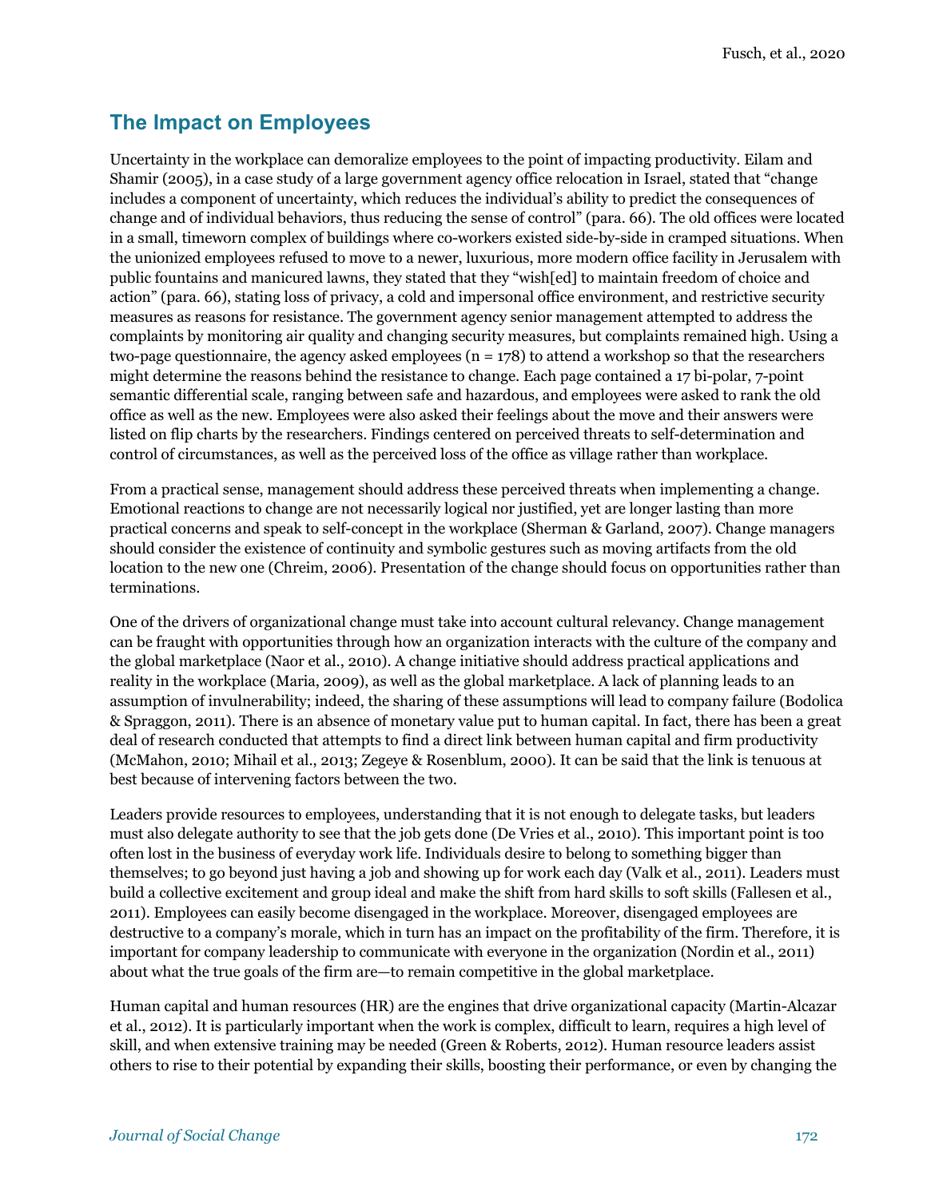## The Impact on Employees

Uncertainty in the workplace can demoralize employees to the point of impacting productivity. Eilam and Shamir (2005), in a case study of a large government agency office relocation in Israel, stated that "change includes a component of uncertainty, which reduces the individual's ability to predict the consequences of change and of individual behaviors, thus reducing the sense of control" (para. 66). The old offices were located in a small, timeworn complex of buildings where co-workers existed side-by-side in cramped situations. When the unionized employees refused to move to a newer, luxurious, more modern office facility in Jerusalem with public fountains and manicured lawns, they stated that they "wish[ed] to maintain freedom of choice and action" (para. 66), stating loss of privacy, a cold and impersonal office environment, and restrictive security measures as reasons for resistance. The government agency senior management attempted to address the complaints by monitoring air quality and changing security measures, but complaints remained high. Using a two-page questionnaire, the agency asked employees (n = 178) to attend a workshop so that the researchers might determine the reasons behind the resistance to change. Each page contained a 17 bi-polar, 7-point semantic differential scale, ranging between safe and hazardous, and employees were asked to rank the old office as well as the new. Employees were also asked their feelings about the move and their answers were listed on flip charts by the researchers. Findings centered on perceived threats to self-determination and control of circumstances, as well as the perceived loss of the office as village rather than workplace.

From a practical sense, management should address these perceived threats when implementing a change. Emotional reactions to change are not necessarily logical nor justified, yet are longer lasting than more practical concerns and speak to self-concept in the workplace (Sherman & Garland, 2007). Change managers should consider the existence of continuity and symbolic gestures such as moving artifacts from the old location to the new one (Chreim, 2006). Presentation of the change should focus on opportunities rather than terminations.

One of the drivers of organizational change must take into account cultural relevancy. Change management can be fraught with opportunities through how an organization interacts with the culture of the company and the global marketplace (Naor et al., 2010). A change initiative should address practical applications and reality in the workplace (Maria, 2009), as well as the global marketplace. A lack of planning leads to an assumption of invulnerability; indeed, the sharing of these assumptions will lead to company failure (Bodolica & Spraggon, 2011). There is an absence of monetary value put to human capital. In fact, there has been a great deal of research conducted that attempts to find a direct link between human capital and firm productivity (McMahon, 2010; Mihail et al., 2013; Zegeye & Rosenblum, 2000). It can be said that the link is tenuous at best because of intervening factors between the two.

Leaders provide resources to employees, understanding that it is not enough to delegate tasks, but leaders must also delegate authority to see that the job gets done (De Vries et al., 2010). This important point is too often lost in the business of everyday work life. Individuals desire to belong to something bigger than themselves; to go beyond just having a job and showing up for work each day (Valk et al., 2011). Leaders must build a collective excitement and group ideal and make the shift from hard skills to soft skills (Fallesen et al., 2011). Employees can easily become disengaged in the workplace. Moreover, disengaged employees are destructive to a company's morale, which in turn has an impact on the profitability of the firm. Therefore, it is important for company leadership to communicate with everyone in the organization (Nordin et al., 2011) about what the true goals of the firm are—to remain competitive in the global marketplace.

Human capital and human resources (HR) are the engines that drive organizational capacity (Martin-Alcazar et al., 2012). It is particularly important when the work is complex, difficult to learn, requires a high level of skill, and when extensive training may be needed (Green & Roberts, 2012). Human resource leaders assist others to rise to their potential by expanding their skills, boosting their performance, or even by changing the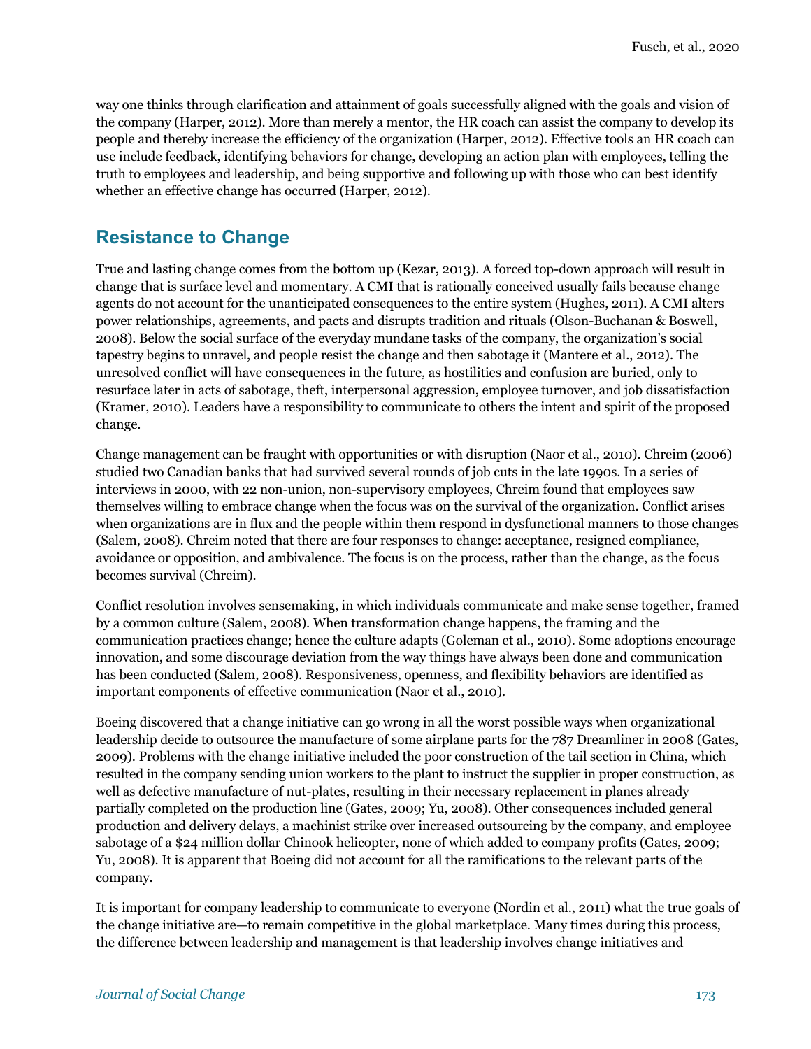way one thinks through clarification and attainment of goals successfully aligned with the goals and vision of the company (Harper, 2012). More than merely a mentor, the HR coach can assist the company to develop its people and thereby increase the efficiency of the organization (Harper, 2012). Effective tools an HR coach can use include feedback, identifying behaviors for change, developing an action plan with employees, telling the truth to employees and leadership, and being supportive and following up with those who can best identify whether an effective change has occurred (Harper, 2012).

## Resistance to Change

True and lasting change comes from the bottom up (Kezar, 2013). A forced top-down approach will result in change that is surface level and momentary. A CMI that is rationally conceived usually fails because change agents do not account for the unanticipated consequences to the entire system (Hughes, 2011). A CMI alters power relationships, agreements, and pacts and disrupts tradition and rituals (Olson-Buchanan & Boswell, 2008). Below the social surface of the everyday mundane tasks of the company, the organization's social tapestry begins to unravel, and people resist the change and then sabotage it (Mantere et al., 2012). The unresolved conflict will have consequences in the future, as hostilities and confusion are buried, only to resurface later in acts of sabotage, theft, interpersonal aggression, employee turnover, and job dissatisfaction (Kramer, 2010). Leaders have a responsibility to communicate to others the intent and spirit of the proposed change.

Change management can be fraught with opportunities or with disruption (Naor et al., 2010). Chreim (2006) studied two Canadian banks that had survived several rounds of job cuts in the late 1990s. In a series of interviews in 2000, with 22 non-union, non-supervisory employees, Chreim found that employees saw themselves willing to embrace change when the focus was on the survival of the organization. Conflict arises when organizations are in flux and the people within them respond in dysfunctional manners to those changes (Salem, 2008). Chreim noted that there are four responses to change: acceptance, resigned compliance, avoidance or opposition, and ambivalence. The focus is on the process, rather than the change, as the focus becomes survival (Chreim).

Conflict resolution involves sensemaking, in which individuals communicate and make sense together, framed by a common culture (Salem, 2008). When transformation change happens, the framing and the communication practices change; hence the culture adapts (Goleman et al., 2010). Some adoptions encourage innovation, and some discourage deviation from the way things have always been done and communication has been conducted (Salem, 2008). Responsiveness, openness, and flexibility behaviors are identified as important components of effective communication (Naor et al., 2010).

Boeing discovered that a change initiative can go wrong in all the worst possible ways when organizational leadership decide to outsource the manufacture of some airplane parts for the 787 Dreamliner in 2008 (Gates, 2009). Problems with the change initiative included the poor construction of the tail section in China, which resulted in the company sending union workers to the plant to instruct the supplier in proper construction, as well as defective manufacture of nut-plates, resulting in their necessary replacement in planes already partially completed on the production line (Gates, 2009; Yu, 2008). Other consequences included general production and delivery delays, a machinist strike over increased outsourcing by the company, and employee sabotage of a $24 million dollar Chinook helicopter, none of which added to company profits (Gates, 2009; Yu, 2008). It is apparent that Boeing did not account for all the ramifications to the relevant parts of the company.

It is important for company leadership to communicate to everyone (Nordin et al., 2011) what the true goals of the change initiative are—to remain competitive in the global marketplace. Many times during this process, the difference between leadership and management is that leadership involves change initiatives and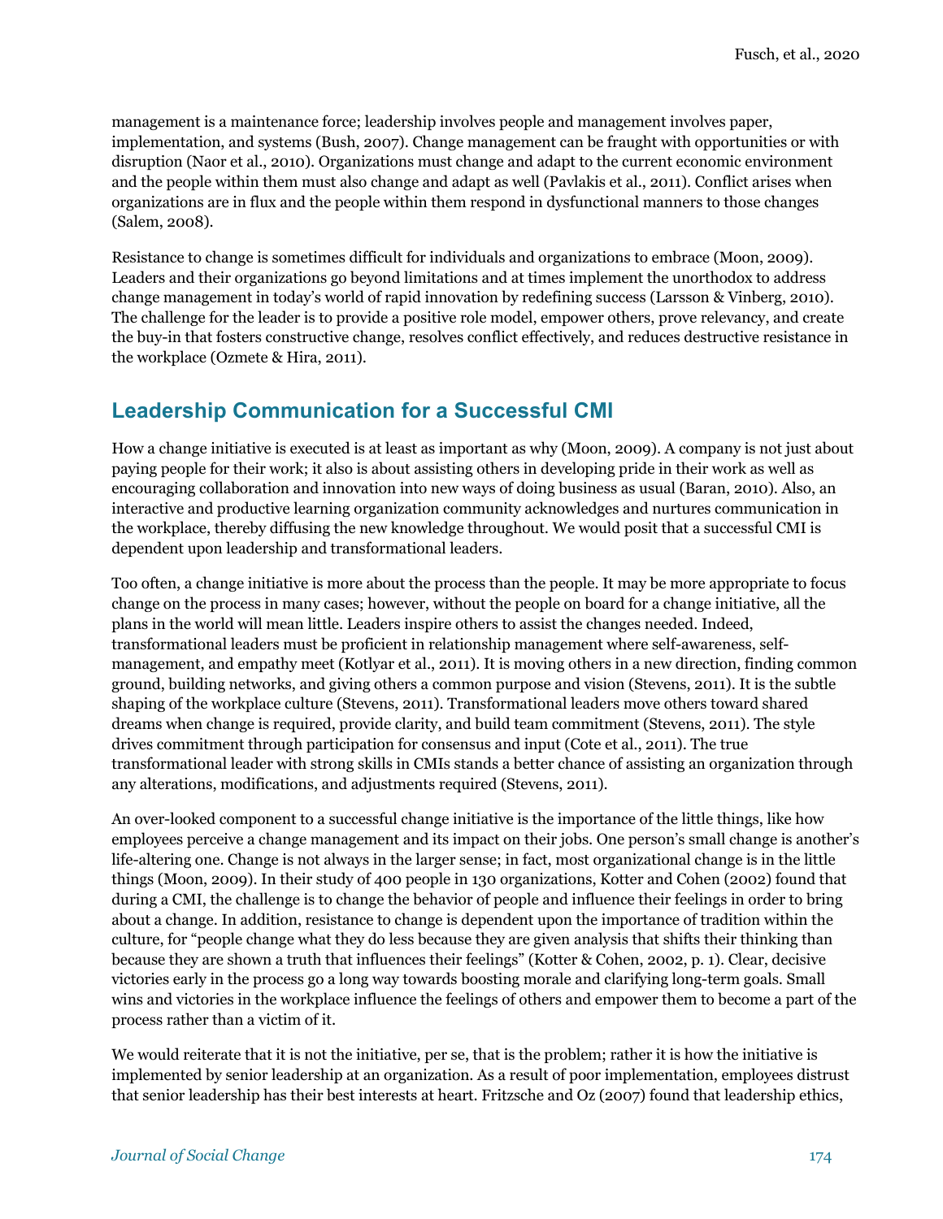management is a maintenance force; leadership involves people and management involves paper, implementation, and systems (Bush, 2007). Change management can be fraught with opportunities or with disruption (Naor et al., 2010). Organizations must change and adapt to the current economic environment and the people within them must also change and adapt as well (Pavlakis et al., 2011). Conflict arises when organizations are in flux and the people within them respond in dysfunctional manners to those changes (Salem, 2008).

Resistance to change is sometimes difficult for individuals and organizations to embrace (Moon, 2009). Leaders and their organizations go beyond limitations and at times implement the unorthodox to address change management in today's world of rapid innovation by redefining success (Larsson & Vinberg, 2010). The challenge for the leader is to provide a positive role model, empower others, prove relevancy, and create the buy-in that fosters constructive change, resolves conflict effectively, and reduces destructive resistance in the workplace (Ozmete & Hira, 2011).

## Leadership Communication for a Successful CMI

How a change initiative is executed is at least as important as why (Moon, 2009). A company is not just about paying people for their work; it also is about assisting others in developing pride in their work as well as encouraging collaboration and innovation into new ways of doing business as usual (Baran, 2010). Also, an interactive and productive learning organization community acknowledges and nurtures communication in the workplace, thereby diffusing the new knowledge throughout. We would posit that a successful CMI is dependent upon leadership and transformational leaders.

Too often, a change initiative is more about the process than the people. It may be more appropriate to focus change on the process in many cases; however, without the people on board for a change initiative, all the plans in the world will mean little. Leaders inspire others to assist the changes needed. Indeed, transformational leaders must be proficient in relationship management where self-awareness, self-management, and empathy meet (Kotlyar et al., 2011). It is moving others in a new direction, finding common ground, building networks, and giving others a common purpose and vision (Stevens, 2011). It is the subtle shaping of the workplace culture (Stevens, 2011). Transformational leaders move others toward shared dreams when change is required, provide clarity, and build team commitment (Stevens, 2011). The style drives commitment through participation for consensus and input (Cote et al., 2011). The true transformational leader with strong skills in CMIs stands a better chance of assisting an organization through any alterations, modifications, and adjustments required (Stevens, 2011).

An over-looked component to a successful change initiative is the importance of the little things, like how employees perceive a change management and its impact on their jobs. One person's small change is another's life-altering one. Change is not always in the larger sense; in fact, most organizational change is in the little things (Moon, 2009). In their study of 400 people in 130 organizations, Kotter and Cohen (2002) found that during a CMI, the challenge is to change the behavior of people and influence their feelings in order to bring about a change. In addition, resistance to change is dependent upon the importance of tradition within the culture, for "people change what they do less because they are given analysis that shifts their thinking than because they are shown a truth that influences their feelings" (Kotter & Cohen, 2002, p. 1). Clear, decisive victories early in the process go a long way towards boosting morale and clarifying long-term goals. Small wins and victories in the workplace influence the feelings of others and empower them to become a part of the process rather than a victim of it.

We would reiterate that it is not the initiative, per se, that is the problem; rather it is how the initiative is implemented by senior leadership at an organization. As a result of poor implementation, employees distrust that senior leadership has their best interests at heart. Fritzsche and Oz (2007) found that leadership ethics,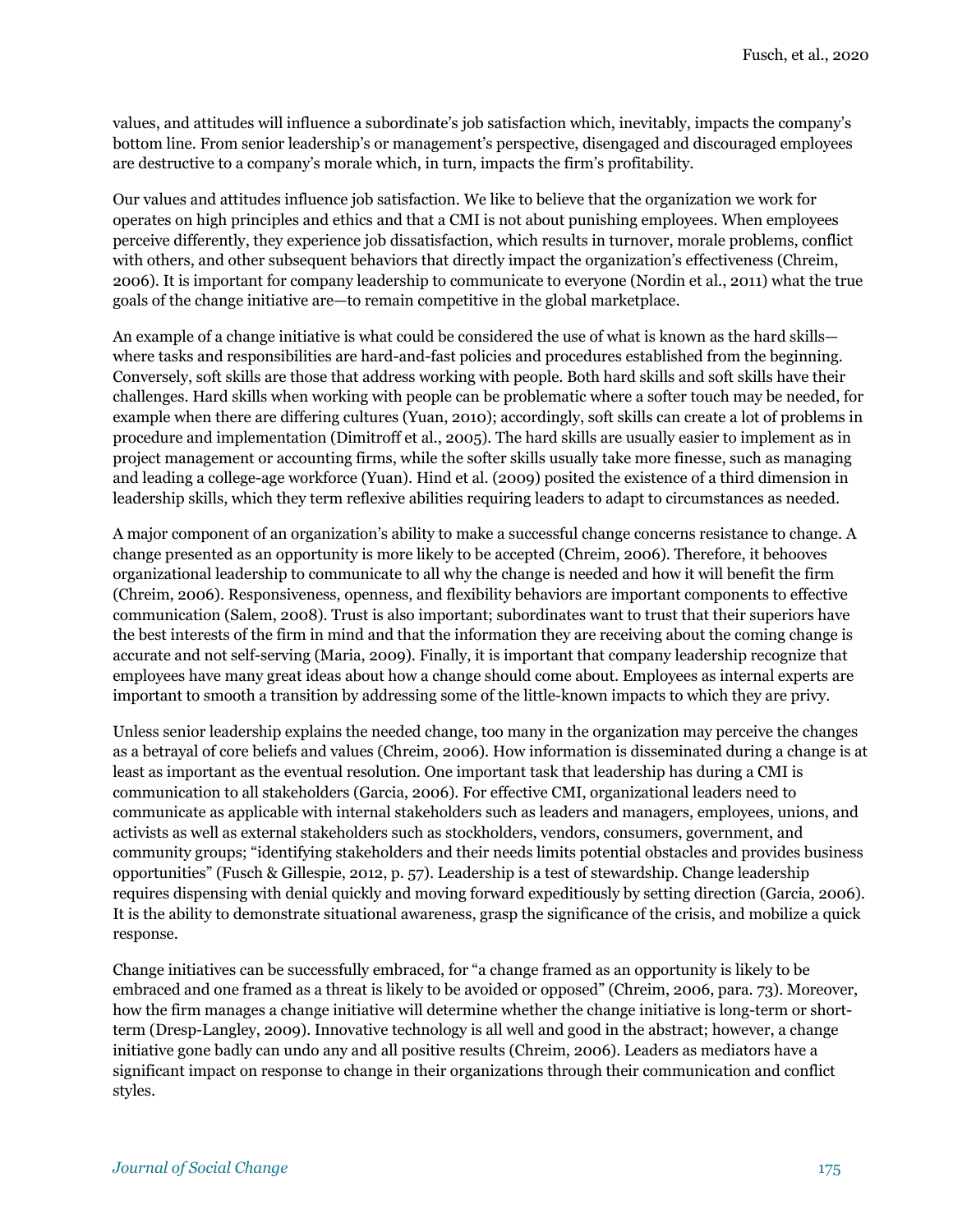values, and attitudes will influence a subordinate's job satisfaction which, inevitably, impacts the company's bottom line. From senior leadership's or management's perspective, disengaged and discouraged employees are destructive to a company's morale which, in turn, impacts the firm's profitability.

Our values and attitudes influence job satisfaction. We like to believe that the organization we work for operates on high principles and ethics and that a CMI is not about punishing employees. When employees perceive differently, they experience job dissatisfaction, which results in turnover, morale problems, conflict with others, and other subsequent behaviors that directly impact the organization's effectiveness (Chreim, 2006). It is important for company leadership to communicate to everyone (Nordin et al., 2011) what the true goals of the change initiative are—to remain competitive in the global marketplace.

An example of a change initiative is what could be considered the use of what is known as the hard skills—where tasks and responsibilities are hard-and-fast policies and procedures established from the beginning. Conversely, soft skills are those that address working with people. Both hard skills and soft skills have their challenges. Hard skills when working with people can be problematic where a softer touch may be needed, for example when there are differing cultures (Yuan, 2010); accordingly, soft skills can create a lot of problems in procedure and implementation (Dimitroff et al., 2005). The hard skills are usually easier to implement as in project management or accounting firms, while the softer skills usually take more finesse, such as managing and leading a college-age workforce (Yuan). Hind et al. (2009) posited the existence of a third dimension in leadership skills, which they term reflexive abilities requiring leaders to adapt to circumstances as needed.

A major component of an organization's ability to make a successful change concerns resistance to change. A change presented as an opportunity is more likely to be accepted (Chreim, 2006). Therefore, it behooves organizational leadership to communicate to all why the change is needed and how it will benefit the firm (Chreim, 2006). Responsiveness, openness, and flexibility behaviors are important components to effective communication (Salem, 2008). Trust is also important; subordinates want to trust that their superiors have the best interests of the firm in mind and that the information they are receiving about the coming change is accurate and not self-serving (Maria, 2009). Finally, it is important that company leadership recognize that employees have many great ideas about how a change should come about. Employees as internal experts are important to smooth a transition by addressing some of the little-known impacts to which they are privy.

Unless senior leadership explains the needed change, too many in the organization may perceive the changes as a betrayal of core beliefs and values (Chreim, 2006). How information is disseminated during a change is at least as important as the eventual resolution. One important task that leadership has during a CMI is communication to all stakeholders (Garcia, 2006). For effective CMI, organizational leaders need to communicate as applicable with internal stakeholders such as leaders and managers, employees, unions, and activists as well as external stakeholders such as stockholders, vendors, consumers, government, and community groups; "identifying stakeholders and their needs limits potential obstacles and provides business opportunities" (Fusch & Gillespie, 2012, p. 57). Leadership is a test of stewardship. Change leadership requires dispensing with denial quickly and moving forward expeditiously by setting direction (Garcia, 2006). It is the ability to demonstrate situational awareness, grasp the significance of the crisis, and mobilize a quick response.

Change initiatives can be successfully embraced, for "a change framed as an opportunity is likely to be embraced and one framed as a threat is likely to be avoided or opposed" (Chreim, 2006, para. 73). Moreover, how the firm manages a change initiative will determine whether the change initiative is long-term or short-term (Dresp-Langley, 2009). Innovative technology is all well and good in the abstract; however, a change initiative gone badly can undo any and all positive results (Chreim, 2006). Leaders as mediators have a significant impact on response to change in their organizations through their communication and conflict styles.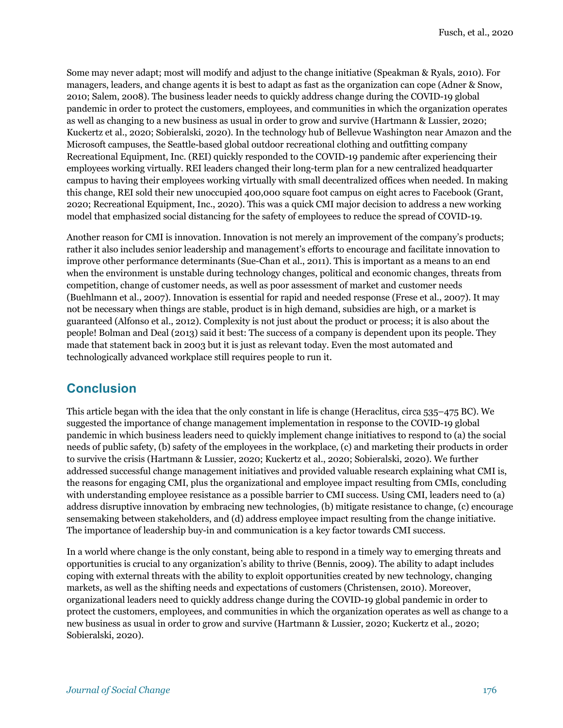Some may never adapt; most will modify and adjust to the change initiative (Speakman & Ryals, 2010). For managers, leaders, and change agents it is best to adapt as fast as the organization can cope (Adner & Snow, 2010; Salem, 2008). The business leader needs to quickly address change during the COVID-19 global pandemic in order to protect the customers, employees, and communities in which the organization operates as well as changing to a new business as usual in order to grow and survive (Hartmann & Lussier, 2020; Kuckertz et al., 2020; Sobieralski, 2020). In the technology hub of Bellevue Washington near Amazon and the Microsoft campuses, the Seattle-based global outdoor recreational clothing and outfitting company Recreational Equipment, Inc. (REI) quickly responded to the COVID-19 pandemic after experiencing their employees working virtually. REI leaders changed their long-term plan for a new centralized headquarter campus to having their employees working virtually with small decentralized offices when needed. In making this change, REI sold their new unoccupied 400,000 square foot campus on eight acres to Facebook (Grant, 2020; Recreational Equipment, Inc., 2020). This was a quick CMI major decision to address a new working model that emphasized social distancing for the safety of employees to reduce the spread of COVID-19.

Another reason for CMI is innovation. Innovation is not merely an improvement of the company's products; rather it also includes senior leadership and management's efforts to encourage and facilitate innovation to improve other performance determinants (Sue-Chan et al., 2011). This is important as a means to an end when the environment is unstable during technology changes, political and economic changes, threats from competition, change of customer needs, as well as poor assessment of market and customer needs (Buehlmann et al., 2007). Innovation is essential for rapid and needed response (Frese et al., 2007). It may not be necessary when things are stable, product is in high demand, subsidies are high, or a market is guaranteed (Alfonso et al., 2012). Complexity is not just about the product or process; it is also about the people! Bolman and Deal (2013) said it best: The success of a company is dependent upon its people. They made that statement back in 2003 but it is just as relevant today. Even the most automated and technologically advanced workplace still requires people to run it.

## Conclusion

This article began with the idea that the only constant in life is change (Heraclitus, circa 535–475 BC). We suggested the importance of change management implementation in response to the COVID-19 global pandemic in which business leaders need to quickly implement change initiatives to respond to (a) the social needs of public safety, (b) safety of the employees in the workplace, (c) and marketing their products in order to survive the crisis (Hartmann & Lussier, 2020; Kuckertz et al., 2020; Sobieralski, 2020). We further addressed successful change management initiatives and provided valuable research explaining what CMI is, the reasons for engaging CMI, plus the organizational and employee impact resulting from CMIs, concluding with understanding employee resistance as a possible barrier to CMI success. Using CMI, leaders need to (a) address disruptive innovation by embracing new technologies, (b) mitigate resistance to change, (c) encourage sensemaking between stakeholders, and (d) address employee impact resulting from the change initiative. The importance of leadership buy-in and communication is a key factor towards CMI success.

In a world where change is the only constant, being able to respond in a timely way to emerging threats and opportunities is crucial to any organization's ability to thrive (Bennis, 2009). The ability to adapt includes coping with external threats with the ability to exploit opportunities created by new technology, changing markets, as well as the shifting needs and expectations of customers (Christensen, 2010). Moreover, organizational leaders need to quickly address change during the COVID-19 global pandemic in order to protect the customers, employees, and communities in which the organization operates as well as change to a new business as usual in order to grow and survive (Hartmann & Lussier, 2020; Kuckertz et al., 2020; Sobieralski, 2020).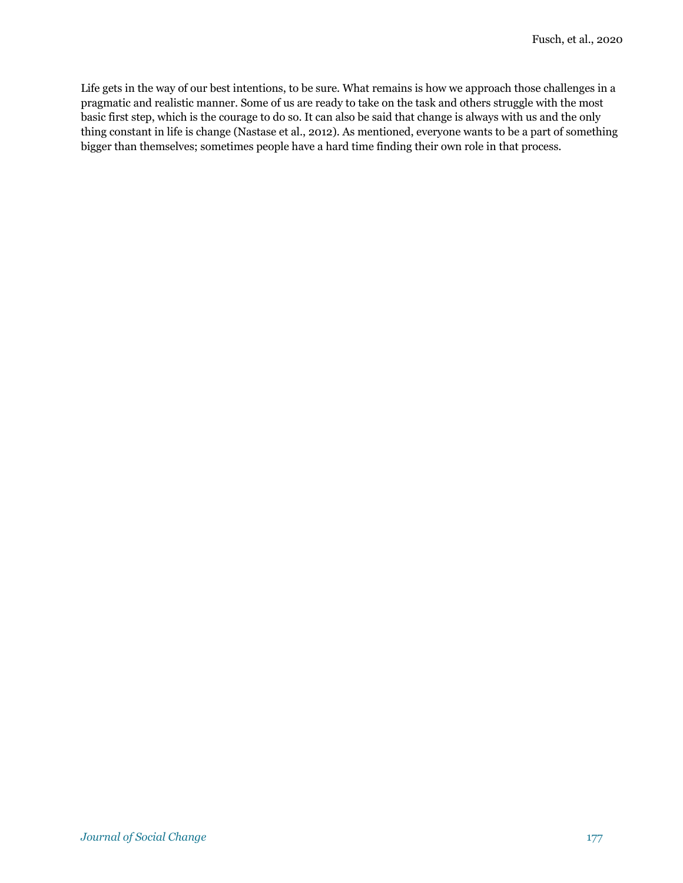Life gets in the way of our best intentions, to be sure. What remains is how we approach those challenges in a pragmatic and realistic manner. Some of us are ready to take on the task and others struggle with the most basic first step, which is the courage to do so. It can also be said that change is always with us and the only thing constant in life is change (Nastase et al., 2012). As mentioned, everyone wants to be a part of something bigger than themselves; sometimes people have a hard time finding their own role in that process.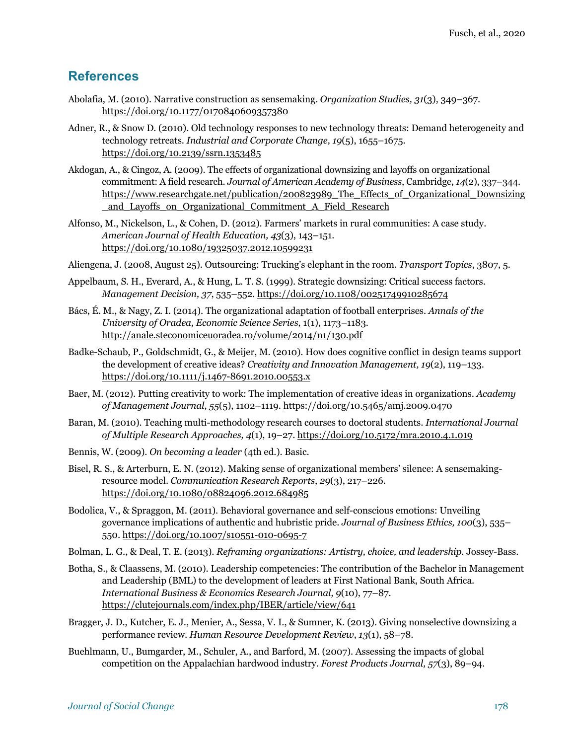## References

Abolafia, M. (2010). Narrative construction as sensemaking. *Organization Studies, 31*(3), 349–367. https://doi.org/10.1177/0170840609357380

Adner, R., & Snow D. (2010). Old technology responses to new technology threats: Demand heterogeneity and technology retreats. *Industrial and Corporate Change, 19*(5), 1655–1675. https://doi.org/10.2139/ssrn.1353485

Akdogan, A., & Cingoz, A. (2009). The effects of organizational downsizing and layoffs on organizational commitment: A field research. *Journal of American Academy of Business*, Cambridge, *14*(2), 337–344. https://www.researchgate.net/publication/200823989_The_Effects_of_Organizational_Downsizing_and_Layoffs_on_Organizational_Commitment_A_Field_Research

Alfonso, M., Nickelson, L., & Cohen, D. (2012). Farmers' markets in rural communities: A case study. *American Journal of Health Education, 43*(3), 143–151. https://doi.org/10.1080/19325037.2012.10599231

Aliengena, J. (2008, August 25). Outsourcing: Trucking's elephant in the room. *Transport Topics*, 3807, 5.

Appelbaum, S. H., Everard, A., & Hung, L. T. S. (1999). Strategic downsizing: Critical success factors. *Management Decision, 37*, 535–552. https://doi.org/10.1108/00251749910285674

Bács, É. M., & Nagy, Z. I. (2014). The organizational adaptation of football enterprises. *Annals of the University of Oradea, Economic Science Series,* 1(1), 1173–1183. http://anale.steconomiceuoradea.ro/volume/2014/n1/130.pdf

Badke-Schaub, P., Goldschmidt, G., & Meijer, M. (2010). How does cognitive conflict in design teams support the development of creative ideas? *Creativity and Innovation Management, 19*(2), 119–133. https://doi.org/10.1111/j.1467-8691.2010.00553.x

Baer, M. (2012). Putting creativity to work: The implementation of creative ideas in organizations. *Academy of Management Journal, 55*(5), 1102–1119. https://doi.org/10.5465/amj.2009.0470

Baran, M. (2010). Teaching multi-methodology research courses to doctoral students. *International Journal of Multiple Research Approaches, 4*(1), 19–27. https://doi.org/10.5172/mra.2010.4.1.019

Bennis, W. (2009). *On becoming a leader* (4th ed.). Basic.

Bisel, R. S., & Arterburn, E. N. (2012). Making sense of organizational members' silence: A sensemaking-resource model. *Communication Research Reports*, *29*(3), 217–226. https://doi.org/10.1080/08824096.2012.684985

Bodolica, V., & Spraggon, M. (2011). Behavioral governance and self-conscious emotions: Unveiling governance implications of authentic and hubristic pride. *Journal of Business Ethics, 100*(3), 535–550. https://doi.org/10.1007/s10551-010-0695-7

Bolman, L. G., & Deal, T. E. (2013). *Reframing organizations: Artistry, choice, and leadership*. Jossey-Bass.

Botha, S., & Claassens, M. (2010). Leadership competencies: The contribution of the Bachelor in Management and Leadership (BML) to the development of leaders at First National Bank, South Africa. *International Business & Economics Research Journal, 9*(10), 77–87. https://clutejournals.com/index.php/IBER/article/view/641

Bragger, J. D., Kutcher, E. J., Menier, A., Sessa, V. I., & Sumner, K. (2013). Giving nonselective downsizing a performance review. *Human Resource Development Review*, *13*(1), 58–78.

Buehlmann, U., Bumgarder, M., Schuler, A., and Barford, M. (2007). Assessing the impacts of global competition on the Appalachian hardwood industry. *Forest Products Journal, 57*(3), 89–94.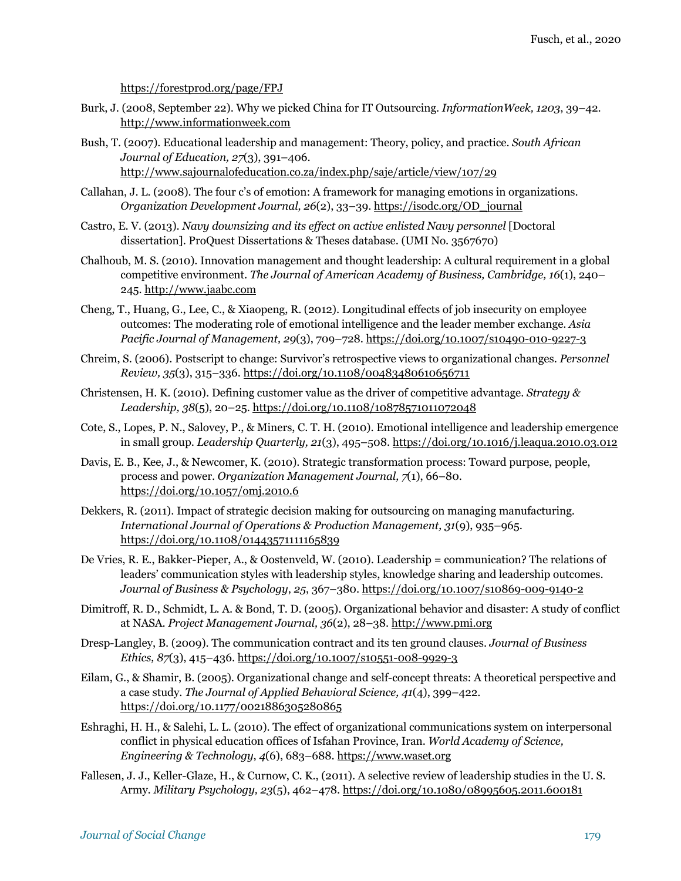https://forestprod.org/page/FPJ

Burk, J. (2008, September 22). Why we picked China for IT Outsourcing. *InformationWeek, 1203*, 39–42. http://www.informationweek.com

Bush, T. (2007). Educational leadership and management: Theory, policy, and practice. *South African Journal of Education, 27*(3), 391–406. http://www.sajournalofeducation.co.za/index.php/saje/article/view/107/29

Callahan, J. L. (2008). The four c's of emotion: A framework for managing emotions in organizations. *Organization Development Journal, 26*(2), 33–39. https://isodc.org/OD_journal

Castro, E. V. (2013). *Navy downsizing and its effect on active enlisted Navy personnel* [Doctoral dissertation]. ProQuest Dissertations & Theses database. (UMI No. 3567670)

Chalhoub, M. S. (2010). Innovation management and thought leadership: A cultural requirement in a global competitive environment. *The Journal of American Academy of Business, Cambridge, 16*(1), 240–245. http://www.jaabc.com

Cheng, T., Huang, G., Lee, C., & Xiaopeng, R. (2012). Longitudinal effects of job insecurity on employee outcomes: The moderating role of emotional intelligence and the leader member exchange. *Asia Pacific Journal of Management, 29*(3), 709–728. https://doi.org/10.1007/s10490-010-9227-3

Chreim, S. (2006). Postscript to change: Survivor's retrospective views to organizational changes. *Personnel Review, 35*(3), 315–336. https://doi.org/10.1108/00483480610656711

Christensen, H. K. (2010). Defining customer value as the driver of competitive advantage. *Strategy & Leadership, 38*(5), 20–25. https://doi.org/10.1108/10878571011072048

Cote, S., Lopes, P. N., Salovey, P., & Miners, C. T. H. (2010). Emotional intelligence and leadership emergence in small group. *Leadership Quarterly, 21*(3), 495–508. https://doi.org/10.1016/j.leaqua.2010.03.012

Davis, E. B., Kee, J., & Newcomer, K. (2010). Strategic transformation process: Toward purpose, people, process and power. *Organization Management Journal, 7*(1), 66–80. https://doi.org/10.1057/omj.2010.6

Dekkers, R. (2011). Impact of strategic decision making for outsourcing on managing manufacturing. *International Journal of Operations & Production Management, 31*(9), 935–965. https://doi.org/10.1108/01443571111165839

De Vries, R. E., Bakker-Pieper, A., & Oostenveld, W. (2010). Leadership = communication? The relations of leaders' communication styles with leadership styles, knowledge sharing and leadership outcomes. *Journal of Business & Psychology*, *25*, 367–380. https://doi.org/10.1007/s10869-009-9140-2

Dimitroff, R. D., Schmidt, L. A. & Bond, T. D. (2005). Organizational behavior and disaster: A study of conflict at NASA. *Project Management Journal, 36*(2), 28–38. http://www.pmi.org

Dresp-Langley, B. (2009). The communication contract and its ten ground clauses. *Journal of Business Ethics, 87*(3), 415–436. https://doi.org/10.1007/s10551-008-9929-3

Eilam, G., & Shamir, B. (2005). Organizational change and self-concept threats: A theoretical perspective and a case study. *The Journal of Applied Behavioral Science, 41*(4), 399–422. https://doi.org/10.1177/0021886305280865

Eshraghi, H. H., & Salehi, L. L. (2010). The effect of organizational communications system on interpersonal conflict in physical education offices of Isfahan Province, Iran. *World Academy of Science, Engineering & Technology*, *4*(6), 683–688. https://www.waset.org

Fallesen, J. J., Keller-Glaze, H., & Curnow, C. K., (2011). A selective review of leadership studies in the U. S. Army. *Military Psychology, 23*(5), 462–478. https://doi.org/10.1080/08995605.2011.600181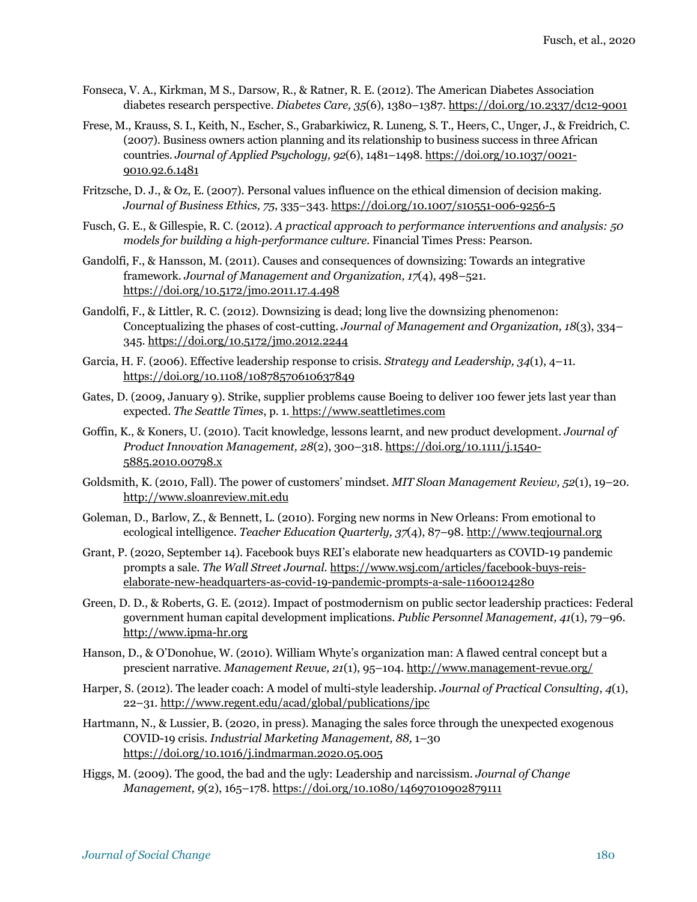Fonseca, V. A., Kirkman, M S., Darsow, R., & Ratner, R. E. (2012). The American Diabetes Association diabetes research perspective. *Diabetes Care, 35*(6), 1380–1387. https://doi.org/10.2337/dc12-9001

Frese, M., Krauss, S. I., Keith, N., Escher, S., Grabarkiwicz, R. Luneng, S. T., Heers, C., Unger, J., & Freidrich, C. (2007). Business owners action planning and its relationship to business success in three African countries. *Journal of Applied Psychology, 92*(6), 1481–1498. https://doi.org/10.1037/0021-9010.92.6.1481

Fritzsche, D. J., & Oz, E. (2007). Personal values influence on the ethical dimension of decision making. *Journal of Business Ethics, 75*, 335–343. https://doi.org/10.1007/s10551-006-9256-5

Fusch, G. E., & Gillespie, R. C. (2012). *A practical approach to performance interventions and analysis: 50 models for building a high-performance culture*. Financial Times Press: Pearson.

Gandolfi, F., & Hansson, M. (2011). Causes and consequences of downsizing: Towards an integrative framework. *Journal of Management and Organization, 17*(4), 498–521. https://doi.org/10.5172/jmo.2011.17.4.498

Gandolfi, F., & Littler, R. C. (2012). Downsizing is dead; long live the downsizing phenomenon: Conceptualizing the phases of cost-cutting. *Journal of Management and Organization, 18*(3), 334–345. https://doi.org/10.5172/jmo.2012.2244

Garcia, H. F. (2006). Effective leadership response to crisis. *Strategy and Leadership, 34*(1), 4–11. https://doi.org/10.1108/10878570610637849

Gates, D. (2009, January 9). Strike, supplier problems cause Boeing to deliver 100 fewer jets last year than expected. *The Seattle Times*, p. 1. https://www.seattletimes.com

Goffin, K., & Koners, U. (2010). Tacit knowledge, lessons learnt, and new product development. *Journal of Product Innovation Management, 28*(2), 300–318. https://doi.org/10.1111/j.1540-5885.2010.00798.x

Goldsmith, K. (2010, Fall). The power of customers' mindset. *MIT Sloan Management Review, 52*(1), 19–20. http://www.sloanreview.mit.edu

Goleman, D., Barlow, Z., & Bennett, L. (2010). Forging new norms in New Orleans: From emotional to ecological intelligence. *Teacher Education Quarterly, 37*(4), 87–98. http://www.teqjournal.org

Grant, P. (2020, September 14). Facebook buys REI's elaborate new headquarters as COVID-19 pandemic prompts a sale. *The Wall Street Journal*. https://www.wsj.com/articles/facebook-buys-reis-elaborate-new-headquarters-as-covid-19-pandemic-prompts-a-sale-11600124280

Green, D. D., & Roberts, G. E. (2012). Impact of postmodernism on public sector leadership practices: Federal government human capital development implications. *Public Personnel Management, 41*(1), 79–96. http://www.ipma-hr.org

Hanson, D., & O'Donohue, W. (2010). William Whyte's organization man: A flawed central concept but a prescient narrative. *Management Revue, 21*(1), 95–104. http://www.management-revue.org/

Harper, S. (2012). The leader coach: A model of multi-style leadership. *Journal of Practical Consulting*, *4*(1), 22–31. http://www.regent.edu/acad/global/publications/jpc

Hartmann, N., & Lussier, B. (2020, in press). Managing the sales force through the unexpected exogenous COVID-19 crisis. *Industrial Marketing Management, 88*, 1–30 https://doi.org/10.1016/j.indmarman.2020.05.005

Higgs, M. (2009). The good, the bad and the ugly: Leadership and narcissism. *Journal of Change Management, 9*(2), 165–178. https://doi.org/10.1080/14697010902879111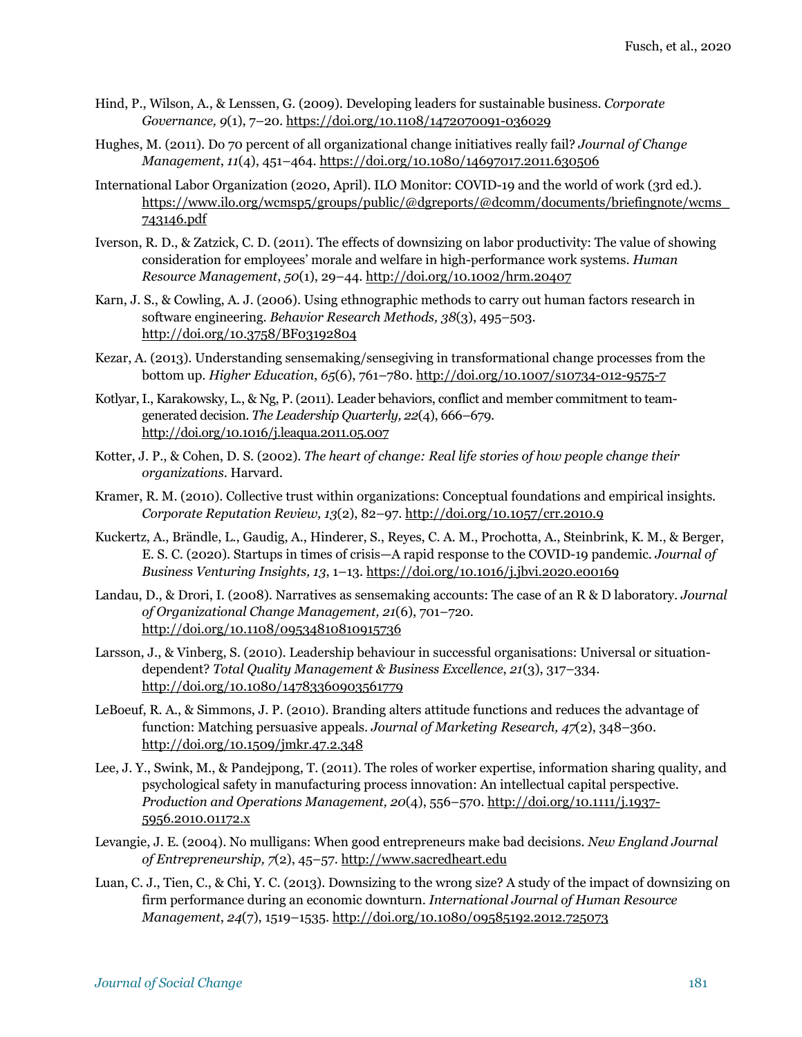Hind, P., Wilson, A., & Lenssen, G. (2009). Developing leaders for sustainable business. *Corporate Governance, 9*(1), 7–20. https://doi.org/10.1108/14720700910936029

Hughes, M. (2011). Do 70 percent of all organizational change initiatives really fail? *Journal of Change Management*, *11*(4), 451–464. https://doi.org/10.1080/14697017.2011.630506

International Labor Organization (2020, April). ILO Monitor: COVID-19 and the world of work (3rd ed.). https://www.ilo.org/wcmsp5/groups/public/@dgreports/@dcomm/documents/briefingnote/wcms_743146.pdf

Iverson, R. D., & Zatzick, C. D. (2011). The effects of downsizing on labor productivity: The value of showing consideration for employees' morale and welfare in high-performance work systems. *Human Resource Management*, *50*(1), 29–44. http://doi.org/10.1002/hrm.20407

Karn, J. S., & Cowling, A. J. (2006). Using ethnographic methods to carry out human factors research in software engineering. *Behavior Research Methods, 38*(3), 495–503. http://doi.org/10.3758/BF03192804

Kezar, A. (2013). Understanding sensemaking/sensegiving in transformational change processes from the bottom up. *Higher Education*, *65*(6), 761–780. http://doi.org/10.1007/s10734-012-9575-7

Kotlyar, I., Karakowsky, L., & Ng, P. (2011). Leader behaviors, conflict and member commitment to team-generated decision. *The Leadership Quarterly, 22*(4), 666–679. http://doi.org/10.1016/j.leaqua.2011.05.007

Kotter, J. P., & Cohen, D. S. (2002). *The heart of change: Real life stories of how people change their organizations*. Harvard.

Kramer, R. M. (2010). Collective trust within organizations: Conceptual foundations and empirical insights. *Corporate Reputation Review, 13*(2), 82–97. http://doi.org/10.1057/crr.2010.9

Kuckertz, A., Brändle, L., Gaudig, A., Hinderer, S., Reyes, C. A. M., Prochotta, A., Steinbrink, K. M., & Berger, E. S. C. (2020). Startups in times of crisis—A rapid response to the COVID-19 pandemic. *Journal of Business Venturing Insights, 13*, 1–13. https://doi.org/10.1016/j.jbvi.2020.e00169

Landau, D., & Drori, I. (2008). Narratives as sensemaking accounts: The case of an R & D laboratory. *Journal of Organizational Change Management, 21*(6), 701–720. http://doi.org/10.1108/09534810810915736

Larsson, J., & Vinberg, S. (2010). Leadership behaviour in successful organisations: Universal or situation-dependent? *Total Quality Management & Business Excellence*, *21*(3), 317–334. http://doi.org/10.1080/14783360903561779

LeBoeuf, R. A., & Simmons, J. P. (2010). Branding alters attitude functions and reduces the advantage of function: Matching persuasive appeals. *Journal of Marketing Research, 47*(2), 348–360. http://doi.org/10.1509/jmkr.47.2.348

Lee, J. Y., Swink, M., & Pandejpong, T. (2011). The roles of worker expertise, information sharing quality, and psychological safety in manufacturing process innovation: An intellectual capital perspective. *Production and Operations Management, 20*(4), 556–570. http://doi.org/10.1111/j.1937-5956.2010.01172.x

Levangie, J. E. (2004). No mulligans: When good entrepreneurs make bad decisions. *New England Journal of Entrepreneurship, 7*(2), 45–57. http://www.sacredheart.edu

Luan, C. J., Tien, C., & Chi, Y. C. (2013). Downsizing to the wrong size? A study of the impact of downsizing on firm performance during an economic downturn. *International Journal of Human Resource Management*, *24*(7), 1519–1535. http://doi.org/10.1080/09585192.2012.725073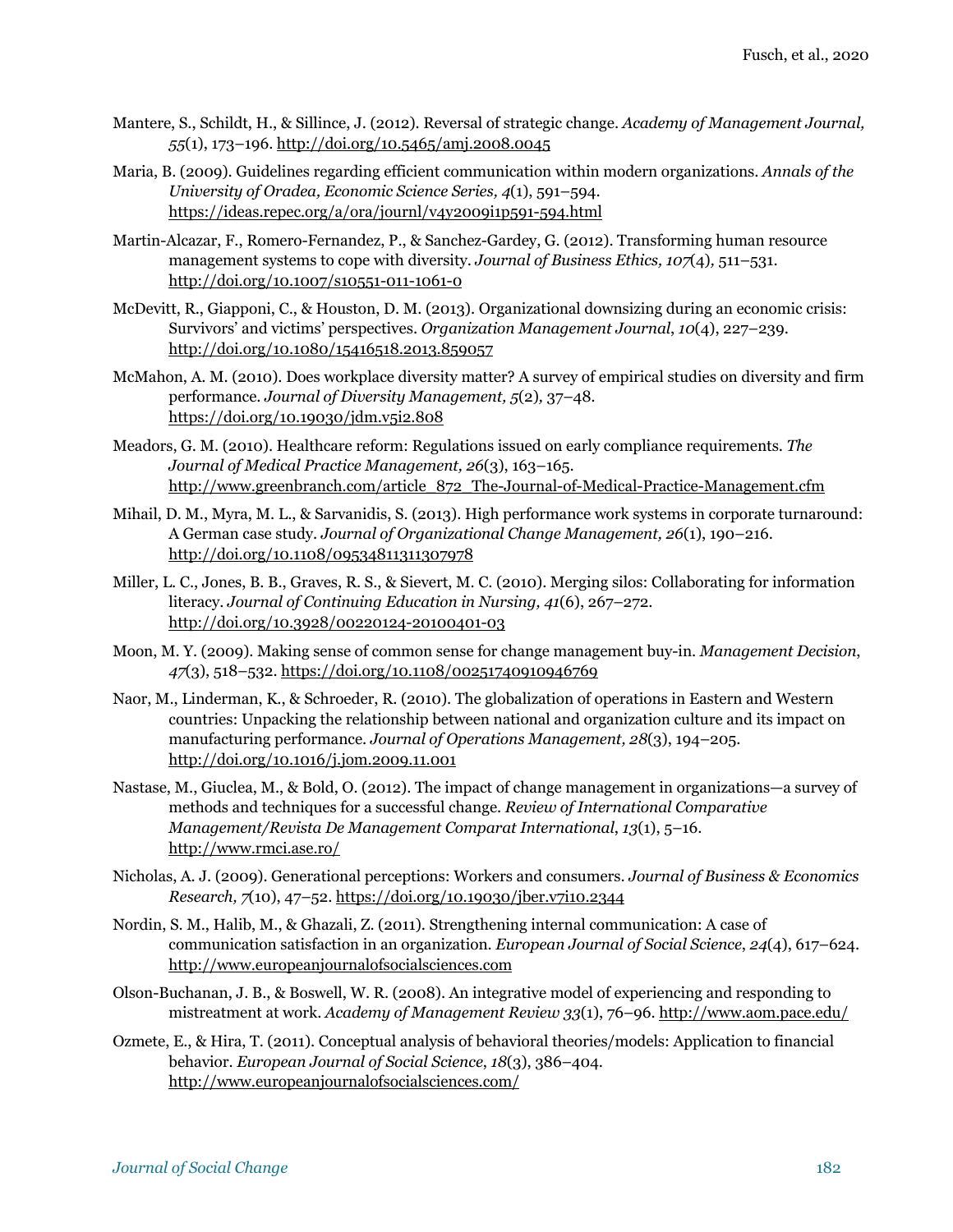Mantere, S., Schildt, H., & Sillince, J. (2012). Reversal of strategic change. *Academy of Management Journal, 55*(1), 173–196. http://doi.org/10.5465/amj.2008.0045

Maria, B. (2009). Guidelines regarding efficient communication within modern organizations. *Annals of the University of Oradea, Economic Science Series, 4*(1), 591–594. https://ideas.repec.org/a/ora/journl/v4y2009i1p591-594.html

Martin-Alcazar, F., Romero-Fernandez, P., & Sanchez-Gardey, G. (2012). Transforming human resource management systems to cope with diversity. *Journal of Business Ethics, 107*(4), 511–531. http://doi.org/10.1007/s10551-011-1061-0

McDevitt, R., Giapponi, C., & Houston, D. M. (2013). Organizational downsizing during an economic crisis: Survivors' and victims' perspectives. *Organization Management Journal*, *10*(4), 227–239. http://doi.org/10.1080/15416518.2013.859057

McMahon, A. M. (2010). Does workplace diversity matter? A survey of empirical studies on diversity and firm performance. *Journal of Diversity Management, 5*(2), 37–48. https://doi.org/10.19030/jdm.v5i2.808

Meadors, G. M. (2010). Healthcare reform: Regulations issued on early compliance requirements. *The Journal of Medical Practice Management, 26*(3), 163–165. http://www.greenbranch.com/article_872_The-Journal-of-Medical-Practice-Management.cfm

Mihail, D. M., Myra, M. L., & Sarvanidis, S. (2013). High performance work systems in corporate turnaround: A German case study. *Journal of Organizational Change Management, 26*(1), 190–216. http://doi.org/10.1108/09534811311307978

Miller, L. C., Jones, B. B., Graves, R. S., & Sievert, M. C. (2010). Merging silos: Collaborating for information literacy. *Journal of Continuing Education in Nursing, 41*(6), 267–272. http://doi.org/10.3928/00220124-20100401-03

Moon, M. Y. (2009). Making sense of common sense for change management buy-in. *Management Decision*, *47*(3), 518–532. https://doi.org/10.1108/00251740910946769

Naor, M., Linderman, K., & Schroeder, R. (2010). The globalization of operations in Eastern and Western countries: Unpacking the relationship between national and organization culture and its impact on manufacturing performance. *Journal of Operations Management, 28*(3), 194–205. http://doi.org/10.1016/j.jom.2009.11.001

Nastase, M., Giuclea, M., & Bold, O. (2012). The impact of change management in organizations—a survey of methods and techniques for a successful change. *Review of International Comparative Management/Revista De Management Comparat International*, *13*(1), 5–16. http://www.rmci.ase.ro/

Nicholas, A. J. (2009). Generational perceptions: Workers and consumers. *Journal of Business & Economics Research, 7*(10), 47–52. https://doi.org/10.19030/jber.v7i10.2344

Nordin, S. M., Halib, M., & Ghazali, Z. (2011). Strengthening internal communication: A case of communication satisfaction in an organization. *European Journal of Social Science*, *24*(4), 617–624. http://www.europeanjournalofsocialsciences.com

Olson-Buchanan, J. B., & Boswell, W. R. (2008). An integrative model of experiencing and responding to mistreatment at work. *Academy of Management Review 33*(1), 76–96. http://www.aom.pace.edu/

Ozmete, E., & Hira, T. (2011). Conceptual analysis of behavioral theories/models: Application to financial behavior. *European Journal of Social Science*, *18*(3), 386–404. http://www.europeanjournalofsocialsciences.com/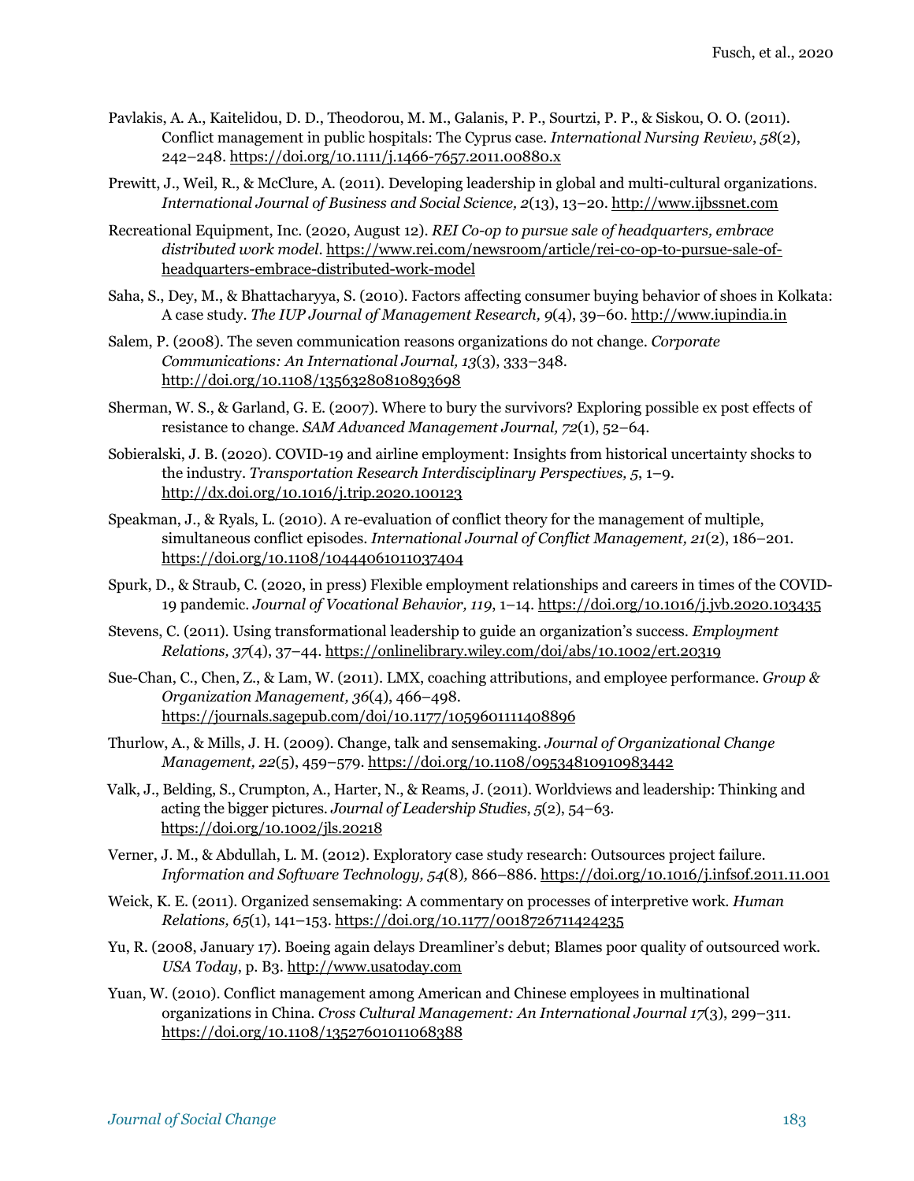Pavlakis, A. A., Kaitelidou, D. D., Theodorou, M. M., Galanis, P. P., Sourtzi, P. P., & Siskou, O. O. (2011). Conflict management in public hospitals: The Cyprus case. *International Nursing Review*, *58*(2), 242–248. https://doi.org/10.1111/j.1466-7657.2011.00880.x

Prewitt, J., Weil, R., & McClure, A. (2011). Developing leadership in global and multi-cultural organizations. *International Journal of Business and Social Science, 2*(13), 13–20. http://www.ijbssnet.com

Recreational Equipment, Inc. (2020, August 12). *REI Co-op to pursue sale of headquarters, embrace distributed work model*. https://www.rei.com/newsroom/article/rei-co-op-to-pursue-sale-of-headquarters-embrace-distributed-work-model

Saha, S., Dey, M., & Bhattacharyya, S. (2010). Factors affecting consumer buying behavior of shoes in Kolkata: A case study. *The IUP Journal of Management Research, 9*(4), 39–60. http://www.iupindia.in

Salem, P. (2008). The seven communication reasons organizations do not change. *Corporate Communications: An International Journal, 13*(3), 333–348. http://doi.org/10.1108/13563280810893698

Sherman, W. S., & Garland, G. E. (2007). Where to bury the survivors? Exploring possible ex post effects of resistance to change. *SAM Advanced Management Journal, 72*(1), 52–64.

Sobieralski, J. B. (2020). COVID-19 and airline employment: Insights from historical uncertainty shocks to the industry. *Transportation Research Interdisciplinary Perspectives, 5*, 1–9. http://dx.doi.org/10.1016/j.trip.2020.100123

Speakman, J., & Ryals, L. (2010). A re-evaluation of conflict theory for the management of multiple, simultaneous conflict episodes. *International Journal of Conflict Management, 21*(2), 186–201. https://doi.org/10.1108/10444061011037404

Spurk, D., & Straub, C. (2020, in press) Flexible employment relationships and careers in times of the COVID-19 pandemic. *Journal of Vocational Behavior, 119*, 1–14. https://doi.org/10.1016/j.jvb.2020.103435

Stevens, C. (2011). Using transformational leadership to guide an organization's success. *Employment Relations, 37*(4), 37–44. https://onlinelibrary.wiley.com/doi/abs/10.1002/ert.20319

Sue-Chan, C., Chen, Z., & Lam, W. (2011). LMX, coaching attributions, and employee performance. *Group & Organization Management, 36*(4), 466–498. https://journals.sagepub.com/doi/10.1177/1059601111408896

Thurlow, A., & Mills, J. H. (2009). Change, talk and sensemaking. *Journal of Organizational Change Management, 22*(5), 459–579. https://doi.org/10.1108/09534810910983442

Valk, J., Belding, S., Crumpton, A., Harter, N., & Reams, J. (2011). Worldviews and leadership: Thinking and acting the bigger pictures. *Journal of Leadership Studies*, *5*(2), 54–63. https://doi.org/10.1002/jls.20218

Verner, J. M., & Abdullah, L. M. (2012). Exploratory case study research: Outsources project failure. *Information and Software Technology, 54*(8)*,* 866–886. https://doi.org/10.1016/j.infsof.2011.11.001

Weick, K. E. (2011). Organized sensemaking: A commentary on processes of interpretive work. *Human Relations, 65*(1), 141–153. https://doi.org/10.1177/0018726711424235

Yu, R. (2008, January 17). Boeing again delays Dreamliner's debut; Blames poor quality of outsourced work. *USA Today*, p. B3. http://www.usatoday.com

Yuan, W. (2010). Conflict management among American and Chinese employees in multinational organizations in China. *Cross Cultural Management: An International Journal 17*(3), 299–311. https://doi.org/10.1108/13527601011068388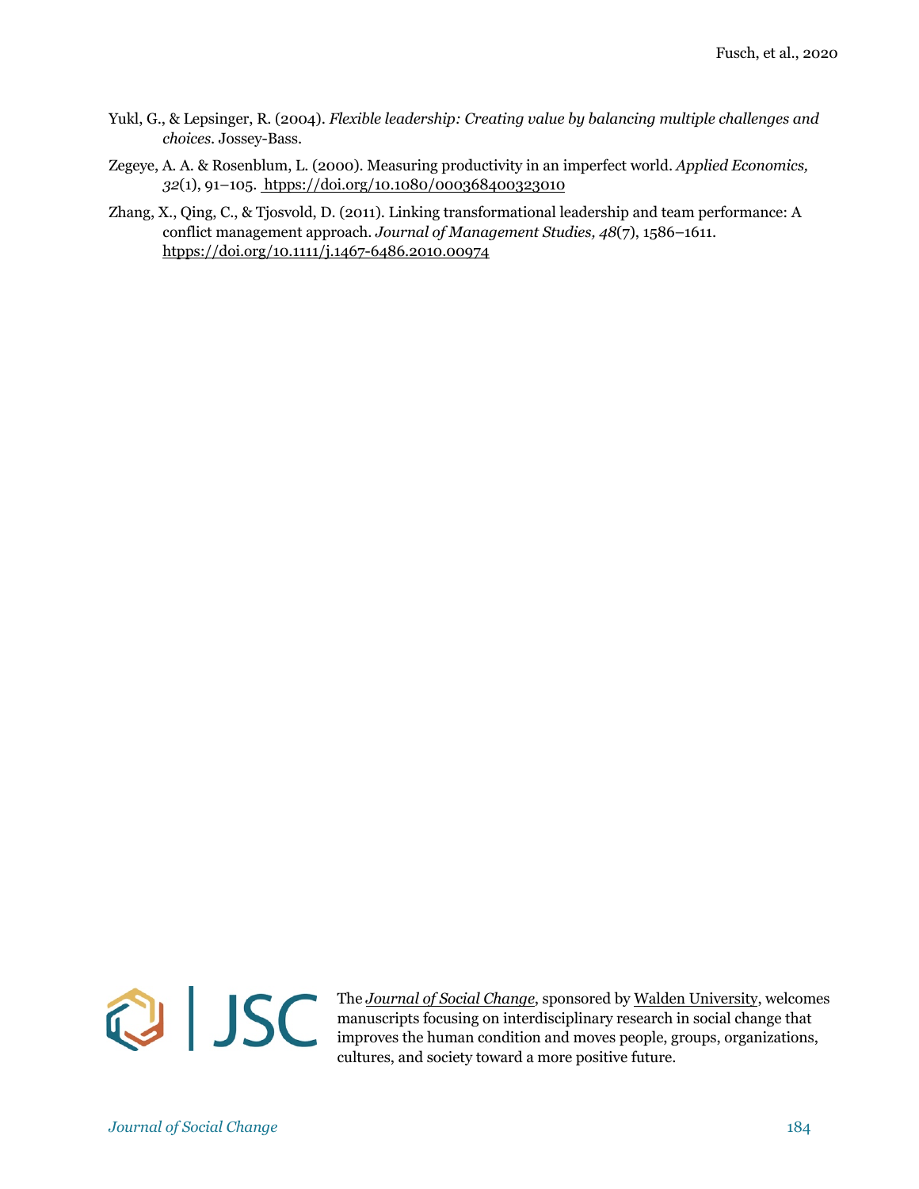Yukl, G., & Lepsinger, R. (2004). *Flexible leadership: Creating value by balancing multiple challenges and choices*. Jossey-Bass.

Zegeye, A. A. & Rosenblum, L. (2000). Measuring productivity in an imperfect world. *Applied Economics, 32*(1), 91–105. htpps://doi.org/10.1080/000368400323010

Zhang, X., Qing, C., & Tjosvold, D. (2011). Linking transformational leadership and team performance: A conflict management approach. *Journal of Management Studies, 48*(7), 1586–1611. htpps://doi.org/10.1111/j.1467-6486.2010.00974

JSC

The *Journal of Social Change*, sponsored by Walden University, welcomes manuscripts focusing on interdisciplinary research in social change that improves the human condition and moves people, groups, organizations, cultures, and society toward a more positive future.